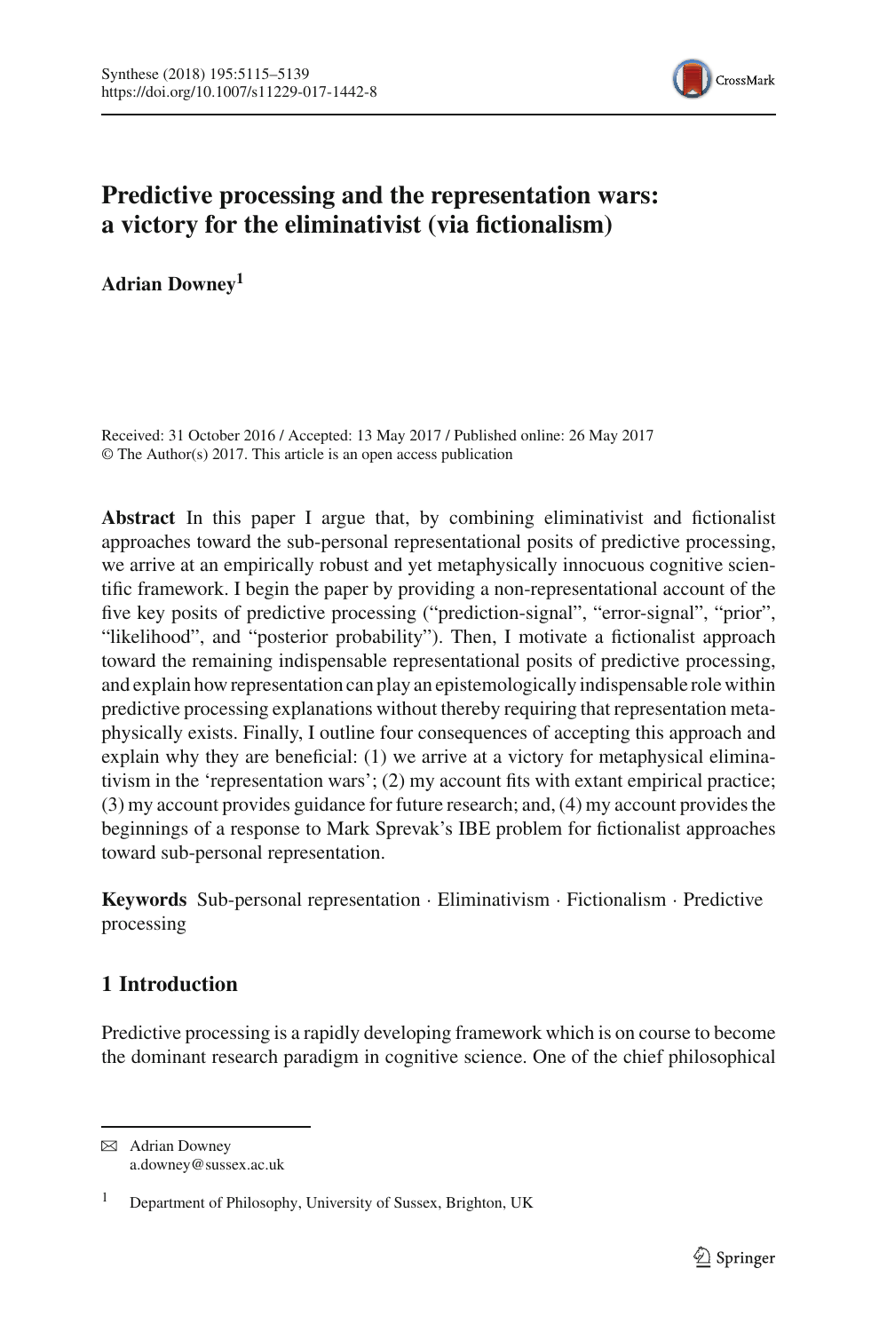# Predictive processing and the representation wars: a victory for the eliminativist (via fictionalism)

**Adrian Downey**[1]

Received: 31 October 2016 / Accepted: 13 May 2017 / Published online: 26 May 2017
© The Author(s) 2017. This article is an open access publication

**Abstract** In this paper I argue that, by combining eliminativist and fictionalist approaches toward the sub-personal representational posits of predictive processing, we arrive at an empirically robust and yet metaphysically innocuous cognitive scientific framework. I begin the paper by providing a non-representational account of the five key posits of predictive processing ("prediction-signal", "error-signal", "prior", "likelihood", and "posterior probability"). Then, I motivate a fictionalist approach toward the remaining indispensable representational posits of predictive processing, and explain how representation can play an epistemologically indispensable role within predictive processing explanations without thereby requiring that representation metaphysically exists. Finally, I outline four consequences of accepting this approach and explain why they are beneficial: (1) we arrive at a victory for metaphysical eliminativism in the 'representation wars'; (2) my account fits with extant empirical practice; (3) my account provides guidance for future research; and, (4) my account provides the beginnings of a response to Mark Sprevak's IBE problem for fictionalist approaches toward sub-personal representation.

**Keywords** Sub-personal representation · Eliminativism · Fictionalism · Predictive processing

## 1 Introduction

Predictive processing is a rapidly developing framework which is on course to become the dominant research paradigm in cognitive science. One of the chief philosophical

---

✉ Adrian Downey
a.downey@sussex.ac.uk

[1] Department of Philosophy, University of Sussex, Brighton, UK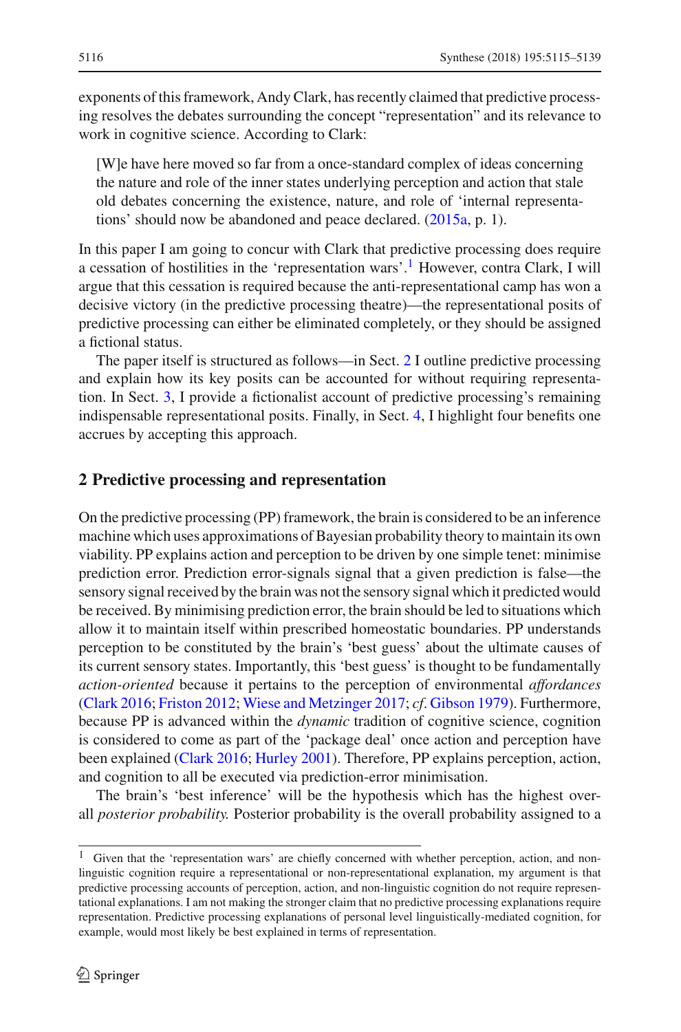exponents of this framework, Andy Clark, has recently claimed that predictive processing resolves the debates surrounding the concept "representation" and its relevance to work in cognitive science. According to Clark:

> [W]e have here moved so far from a once-standard complex of ideas concerning the nature and role of the inner states underlying perception and action that stale old debates concerning the existence, nature, and role of 'internal representations' should now be abandoned and peace declared. (2015a, p. 1).

In this paper I am going to concur with Clark that predictive processing does require a cessation of hostilities in the 'representation wars'.[1] However, contra Clark, I will argue that this cessation is required because the anti-representational camp has won a decisive victory (in the predictive processing theatre)—the representational posits of predictive processing can either be eliminated completely, or they should be assigned a fictional status.

The paper itself is structured as follows—in Sect. 2 I outline predictive processing and explain how its key posits can be accounted for without requiring representation. In Sect. 3, I provide a fictionalist account of predictive processing's remaining indispensable representational posits. Finally, in Sect. 4, I highlight four benefits one accrues by accepting this approach.

## 2 Predictive processing and representation

On the predictive processing (PP) framework, the brain is considered to be an inference machine which uses approximations of Bayesian probability theory to maintain its own viability. PP explains action and perception to be driven by one simple tenet: minimise prediction error. Prediction error-signals signal that a given prediction is false—the sensory signal received by the brain was not the sensory signal which it predicted would be received. By minimising prediction error, the brain should be led to situations which allow it to maintain itself within prescribed homeostatic boundaries. PP understands perception to be constituted by the brain's 'best guess' about the ultimate causes of its current sensory states. Importantly, this 'best guess' is thought to be fundamentally *action-oriented* because it pertains to the perception of environmental *affordances* (Clark 2016; Friston 2012; Wiese and Metzinger 2017; *cf*. Gibson 1979). Furthermore, because PP is advanced within the *dynamic* tradition of cognitive science, cognition is considered to come as part of the 'package deal' once action and perception have been explained (Clark 2016; Hurley 2001). Therefore, PP explains perception, action, and cognition to all be executed via prediction-error minimisation.

The brain's 'best inference' will be the hypothesis which has the highest overall *posterior probability.* Posterior probability is the overall probability assigned to a

[1] Given that the 'representation wars' are chiefly concerned with whether perception, action, and non-linguistic cognition require a representational or non-representational explanation, my argument is that predictive processing accounts of perception, action, and non-linguistic cognition do not require representational explanations. I am not making the stronger claim that no predictive processing explanations require representation. Predictive processing explanations of personal level linguistically-mediated cognition, for example, would most likely be best explained in terms of representation.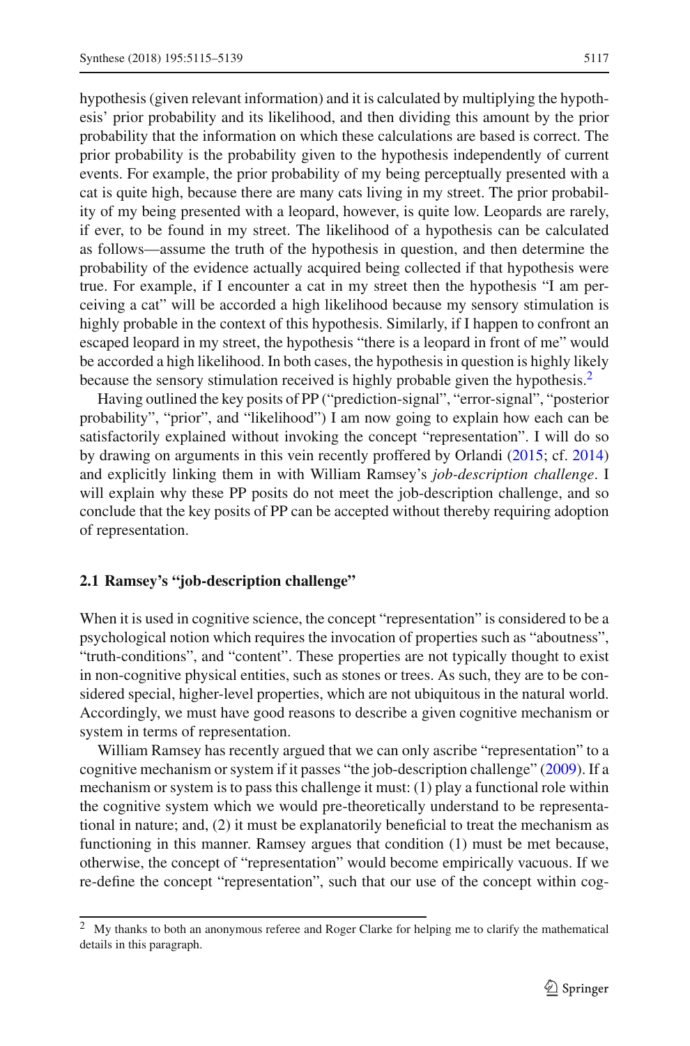hypothesis (given relevant information) and it is calculated by multiplying the hypothesis' prior probability and its likelihood, and then dividing this amount by the prior probability that the information on which these calculations are based is correct. The prior probability is the probability given to the hypothesis independently of current events. For example, the prior probability of my being perceptually presented with a cat is quite high, because there are many cats living in my street. The prior probability of my being presented with a leopard, however, is quite low. Leopards are rarely, if ever, to be found in my street. The likelihood of a hypothesis can be calculated as follows—assume the truth of the hypothesis in question, and then determine the probability of the evidence actually acquired being collected if that hypothesis were true. For example, if I encounter a cat in my street then the hypothesis "I am perceiving a cat" will be accorded a high likelihood because my sensory stimulation is highly probable in the context of this hypothesis. Similarly, if I happen to confront an escaped leopard in my street, the hypothesis "there is a leopard in front of me" would be accorded a high likelihood. In both cases, the hypothesis in question is highly likely because the sensory stimulation received is highly probable given the hypothesis.[2]

Having outlined the key posits of PP ("prediction-signal", "error-signal", "posterior probability", "prior", and "likelihood") I am now going to explain how each can be satisfactorily explained without invoking the concept "representation". I will do so by drawing on arguments in this vein recently proffered by Orlandi (2015; cf. 2014) and explicitly linking them in with William Ramsey's *job-description challenge*. I will explain why these PP posits do not meet the job-description challenge, and so conclude that the key posits of PP can be accepted without thereby requiring adoption of representation.

### 2.1 Ramsey's "job-description challenge"

When it is used in cognitive science, the concept "representation" is considered to be a psychological notion which requires the invocation of properties such as "aboutness", "truth-conditions", and "content". These properties are not typically thought to exist in non-cognitive physical entities, such as stones or trees. As such, they are to be considered special, higher-level properties, which are not ubiquitous in the natural world. Accordingly, we must have good reasons to describe a given cognitive mechanism or system in terms of representation.

William Ramsey has recently argued that we can only ascribe "representation" to a cognitive mechanism or system if it passes "the job-description challenge" (2009). If a mechanism or system is to pass this challenge it must: (1) play a functional role within the cognitive system which we would pre-theoretically understand to be representational in nature; and, (2) it must be explanatorily beneficial to treat the mechanism as functioning in this manner. Ramsey argues that condition (1) must be met because, otherwise, the concept of "representation" would become empirically vacuous. If we re-define the concept "representation", such that our use of the concept within cog-

[2] My thanks to both an anonymous referee and Roger Clarke for helping me to clarify the mathematical details in this paragraph.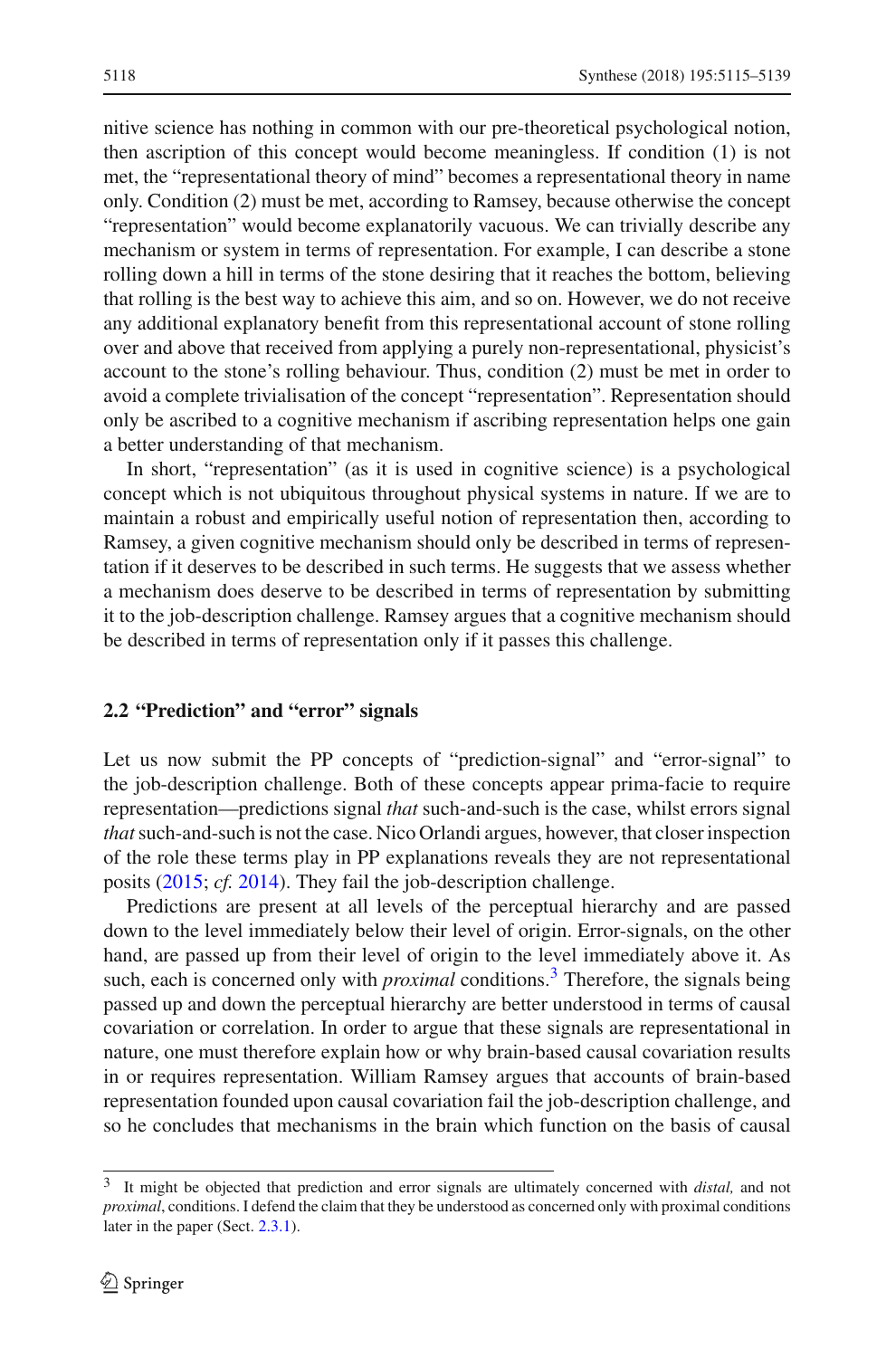nitive science has nothing in common with our pre-theoretical psychological notion, then ascription of this concept would become meaningless. If condition (1) is not met, the "representational theory of mind" becomes a representational theory in name only. Condition (2) must be met, according to Ramsey, because otherwise the concept "representation" would become explanatorily vacuous. We can trivially describe any mechanism or system in terms of representation. For example, I can describe a stone rolling down a hill in terms of the stone desiring that it reaches the bottom, believing that rolling is the best way to achieve this aim, and so on. However, we do not receive any additional explanatory benefit from this representational account of stone rolling over and above that received from applying a purely non-representational, physicist's account to the stone's rolling behaviour. Thus, condition (2) must be met in order to avoid a complete trivialisation of the concept "representation". Representation should only be ascribed to a cognitive mechanism if ascribing representation helps one gain a better understanding of that mechanism.

In short, "representation" (as it is used in cognitive science) is a psychological concept which is not ubiquitous throughout physical systems in nature. If we are to maintain a robust and empirically useful notion of representation then, according to Ramsey, a given cognitive mechanism should only be described in terms of representation if it deserves to be described in such terms. He suggests that we assess whether a mechanism does deserve to be described in terms of representation by submitting it to the job-description challenge. Ramsey argues that a cognitive mechanism should be described in terms of representation only if it passes this challenge.

### 2.2 "Prediction" and "error" signals

Let us now submit the PP concepts of "prediction-signal" and "error-signal" to the job-description challenge. Both of these concepts appear prima-facie to require representation—predictions signal *that* such-and-such is the case, whilst errors signal *that* such-and-such is not the case. Nico Orlandi argues, however, that closer inspection of the role these terms play in PP explanations reveals they are not representational posits (2015; *cf.* 2014). They fail the job-description challenge.

Predictions are present at all levels of the perceptual hierarchy and are passed down to the level immediately below their level of origin. Error-signals, on the other hand, are passed up from their level of origin to the level immediately above it. As such, each is concerned only with *proximal* conditions.[3] Therefore, the signals being passed up and down the perceptual hierarchy are better understood in terms of causal covariation or correlation. In order to argue that these signals are representational in nature, one must therefore explain how or why brain-based causal covariation results in or requires representation. William Ramsey argues that accounts of brain-based representation founded upon causal covariation fail the job-description challenge, and so he concludes that mechanisms in the brain which function on the basis of causal

[3] It might be objected that prediction and error signals are ultimately concerned with *distal,* and not *proximal*, conditions. I defend the claim that they be understood as concerned only with proximal conditions later in the paper (Sect. 2.3.1).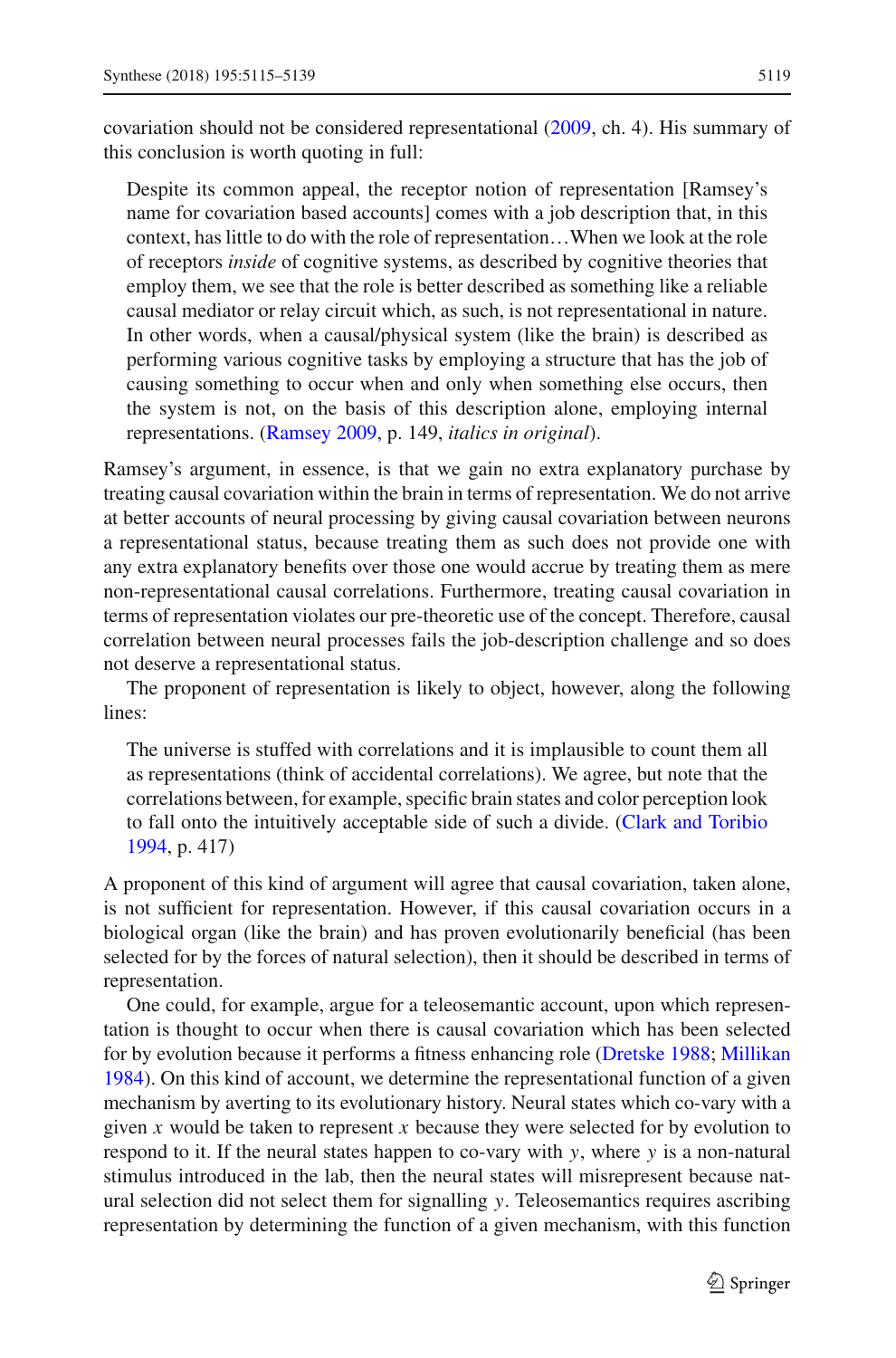covariation should not be considered representational (2009, ch. 4). His summary of this conclusion is worth quoting in full:

> Despite its common appeal, the receptor notion of representation [Ramsey's name for covariation based accounts] comes with a job description that, in this context, has little to do with the role of representation…When we look at the role of receptors *inside* of cognitive systems, as described by cognitive theories that employ them, we see that the role is better described as something like a reliable causal mediator or relay circuit which, as such, is not representational in nature. In other words, when a causal/physical system (like the brain) is described as performing various cognitive tasks by employing a structure that has the job of causing something to occur when and only when something else occurs, then the system is not, on the basis of this description alone, employing internal representations. (Ramsey 2009, p. 149, *italics in original*).

Ramsey's argument, in essence, is that we gain no extra explanatory purchase by treating causal covariation within the brain in terms of representation. We do not arrive at better accounts of neural processing by giving causal covariation between neurons a representational status, because treating them as such does not provide one with any extra explanatory benefits over those one would accrue by treating them as mere non-representational causal correlations. Furthermore, treating causal covariation in terms of representation violates our pre-theoretic use of the concept. Therefore, causal correlation between neural processes fails the job-description challenge and so does not deserve a representational status.

The proponent of representation is likely to object, however, along the following lines:

> The universe is stuffed with correlations and it is implausible to count them all as representations (think of accidental correlations). We agree, but note that the correlations between, for example, specific brain states and color perception look to fall onto the intuitively acceptable side of such a divide. (Clark and Toribio 1994, p. 417)

A proponent of this kind of argument will agree that causal covariation, taken alone, is not sufficient for representation. However, if this causal covariation occurs in a biological organ (like the brain) and has proven evolutionarily beneficial (has been selected for by the forces of natural selection), then it should be described in terms of representation.

One could, for example, argue for a teleosemantic account, upon which representation is thought to occur when there is causal covariation which has been selected for by evolution because it performs a fitness enhancing role (Dretske 1988; Millikan 1984). On this kind of account, we determine the representational function of a given mechanism by averting to its evolutionary history. Neural states which co-vary with a given $x$ would be taken to represent $x$ because they were selected for by evolution to respond to it. If the neural states happen to co-vary with $y$, where $y$ is a non-natural stimulus introduced in the lab, then the neural states will misrepresent because natural selection did not select them for signalling $y$. Teleosemantics requires ascribing representation by determining the function of a given mechanism, with this function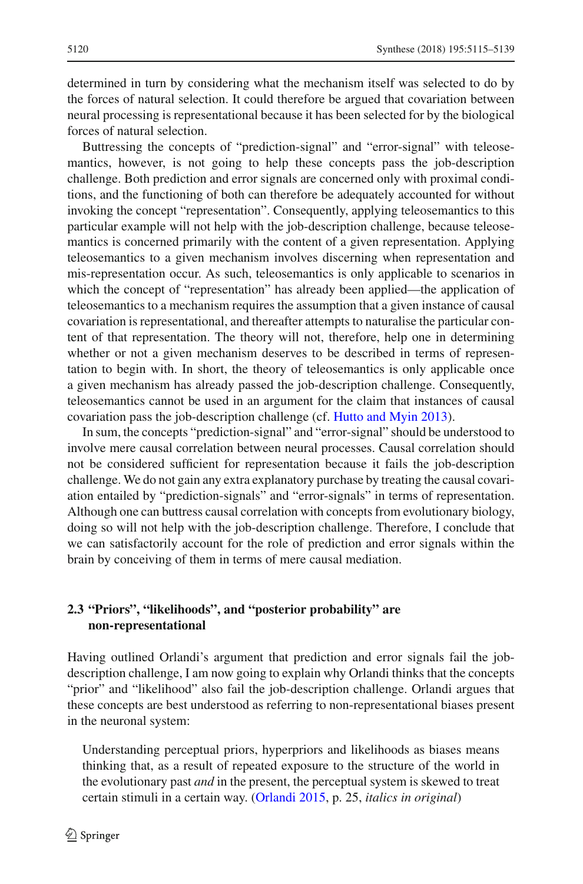determined in turn by considering what the mechanism itself was selected to do by the forces of natural selection. It could therefore be argued that covariation between neural processing is representational because it has been selected for by the biological forces of natural selection.

Buttressing the concepts of "prediction-signal" and "error-signal" with teleosemantics, however, is not going to help these concepts pass the job-description challenge. Both prediction and error signals are concerned only with proximal conditions, and the functioning of both can therefore be adequately accounted for without invoking the concept "representation". Consequently, applying teleosemantics to this particular example will not help with the job-description challenge, because teleosemantics is concerned primarily with the content of a given representation. Applying teleosemantics to a given mechanism involves discerning when representation and mis-representation occur. As such, teleosemantics is only applicable to scenarios in which the concept of "representation" has already been applied—the application of teleosemantics to a mechanism requires the assumption that a given instance of causal covariation is representational, and thereafter attempts to naturalise the particular content of that representation. The theory will not, therefore, help one in determining whether or not a given mechanism deserves to be described in terms of representation to begin with. In short, the theory of teleosemantics is only applicable once a given mechanism has already passed the job-description challenge. Consequently, teleosemantics cannot be used in an argument for the claim that instances of causal covariation pass the job-description challenge (cf. Hutto and Myin 2013).

In sum, the concepts "prediction-signal" and "error-signal" should be understood to involve mere causal correlation between neural processes. Causal correlation should not be considered sufficient for representation because it fails the job-description challenge. We do not gain any extra explanatory purchase by treating the causal covariation entailed by "prediction-signals" and "error-signals" in terms of representation. Although one can buttress causal correlation with concepts from evolutionary biology, doing so will not help with the job-description challenge. Therefore, I conclude that we can satisfactorily account for the role of prediction and error signals within the brain by conceiving of them in terms of mere causal mediation.

### 2.3 "Priors", "likelihoods", and "posterior probability" are non-representational

Having outlined Orlandi's argument that prediction and error signals fail the job-description challenge, I am now going to explain why Orlandi thinks that the concepts "prior" and "likelihood" also fail the job-description challenge. Orlandi argues that these concepts are best understood as referring to non-representational biases present in the neuronal system:

> Understanding perceptual priors, hyperpriors and likelihoods as biases means thinking that, as a result of repeated exposure to the structure of the world in the evolutionary past *and* in the present, the perceptual system is skewed to treat certain stimuli in a certain way. (Orlandi 2015, p. 25, *italics in original*)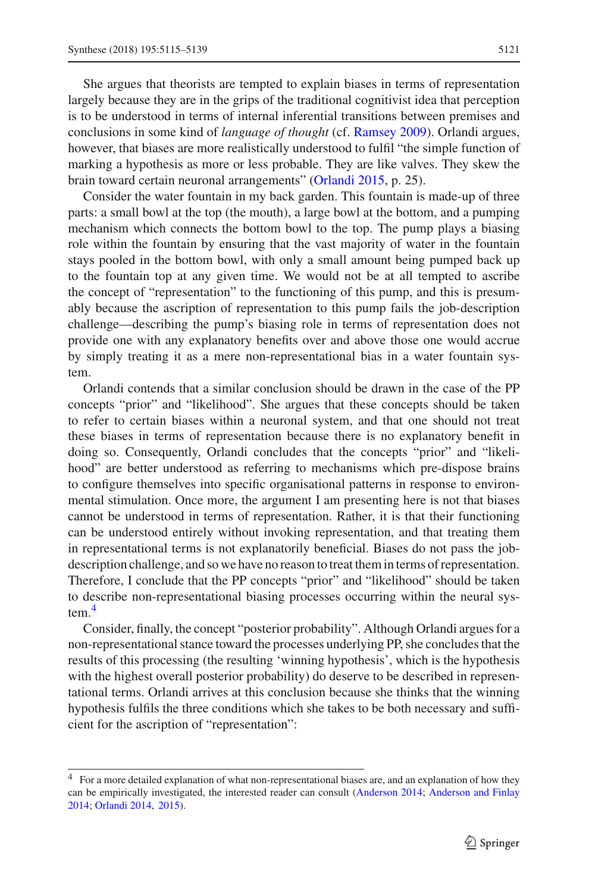She argues that theorists are tempted to explain biases in terms of representation largely because they are in the grips of the traditional cognitivist idea that perception is to be understood in terms of internal inferential transitions between premises and conclusions in some kind of *language of thought* (cf. Ramsey 2009). Orlandi argues, however, that biases are more realistically understood to fulfil "the simple function of marking a hypothesis as more or less probable. They are like valves. They skew the brain toward certain neuronal arrangements" (Orlandi 2015, p. 25).

Consider the water fountain in my back garden. This fountain is made-up of three parts: a small bowl at the top (the mouth), a large bowl at the bottom, and a pumping mechanism which connects the bottom bowl to the top. The pump plays a biasing role within the fountain by ensuring that the vast majority of water in the fountain stays pooled in the bottom bowl, with only a small amount being pumped back up to the fountain top at any given time. We would not be at all tempted to ascribe the concept of "representation" to the functioning of this pump, and this is presumably because the ascription of representation to this pump fails the job-description challenge—describing the pump's biasing role in terms of representation does not provide one with any explanatory benefits over and above those one would accrue by simply treating it as a mere non-representational bias in a water fountain system.

Orlandi contends that a similar conclusion should be drawn in the case of the PP concepts "prior" and "likelihood". She argues that these concepts should be taken to refer to certain biases within a neuronal system, and that one should not treat these biases in terms of representation because there is no explanatory benefit in doing so. Consequently, Orlandi concludes that the concepts "prior" and "likelihood" are better understood as referring to mechanisms which pre-dispose brains to configure themselves into specific organisational patterns in response to environmental stimulation. Once more, the argument I am presenting here is not that biases cannot be understood in terms of representation. Rather, it is that their functioning can be understood entirely without invoking representation, and that treating them in representational terms is not explanatorily beneficial. Biases do not pass the job-description challenge, and so we have no reason to treat them in terms of representation. Therefore, I conclude that the PP concepts "prior" and "likelihood" should be taken to describe non-representational biasing processes occurring within the neural system.[4]

Consider, finally, the concept "posterior probability". Although Orlandi argues for a non-representational stance toward the processes underlying PP, she concludes that the results of this processing (the resulting 'winning hypothesis', which is the hypothesis with the highest overall posterior probability) do deserve to be described in representational terms. Orlandi arrives at this conclusion because she thinks that the winning hypothesis fulfils the three conditions which she takes to be both necessary and sufficient for the ascription of "representation":

[4] For a more detailed explanation of what non-representational biases are, and an explanation of how they can be empirically investigated, the interested reader can consult (Anderson 2014; Anderson and Finlay 2014; Orlandi 2014, 2015).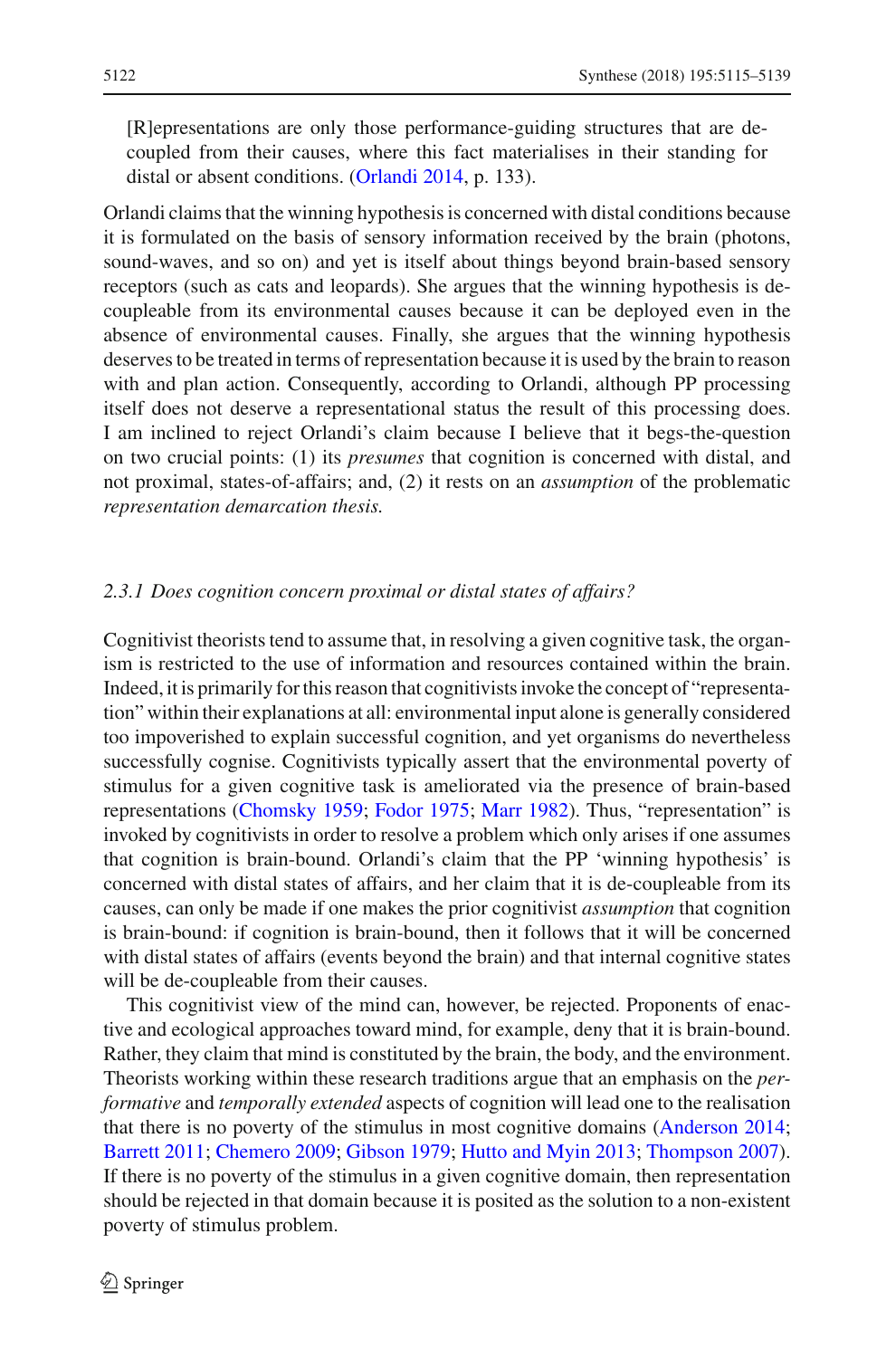> [R]epresentations are only those performance-guiding structures that are de-coupled from their causes, where this fact materialises in their standing for distal or absent conditions. (Orlandi 2014, p. 133).

Orlandi claims that the winning hypothesis is concerned with distal conditions because it is formulated on the basis of sensory information received by the brain (photons, sound-waves, and so on) and yet is itself about things beyond brain-based sensory receptors (such as cats and leopards). She argues that the winning hypothesis is de-coupleable from its environmental causes because it can be deployed even in the absence of environmental causes. Finally, she argues that the winning hypothesis deserves to be treated in terms of representation because it is used by the brain to reason with and plan action. Consequently, according to Orlandi, although PP processing itself does not deserve a representational status the result of this processing does. I am inclined to reject Orlandi's claim because I believe that it begs-the-question on two crucial points: (1) its *presumes* that cognition is concerned with distal, and not proximal, states-of-affairs; and, (2) it rests on an *assumption* of the problematic *representation demarcation thesis.*

### 2.3.1 Does cognition concern proximal or distal states of affairs?

Cognitivist theorists tend to assume that, in resolving a given cognitive task, the organism is restricted to the use of information and resources contained within the brain. Indeed, it is primarily for this reason that cognitivists invoke the concept of "representation" within their explanations at all: environmental input alone is generally considered too impoverished to explain successful cognition, and yet organisms do nevertheless successfully cognise. Cognitivists typically assert that the environmental poverty of stimulus for a given cognitive task is ameliorated via the presence of brain-based representations (Chomsky 1959; Fodor 1975; Marr 1982). Thus, "representation" is invoked by cognitivists in order to resolve a problem which only arises if one assumes that cognition is brain-bound. Orlandi's claim that the PP 'winning hypothesis' is concerned with distal states of affairs, and her claim that it is de-coupleable from its causes, can only be made if one makes the prior cognitivist *assumption* that cognition is brain-bound: if cognition is brain-bound, then it follows that it will be concerned with distal states of affairs (events beyond the brain) and that internal cognitive states will be de-coupleable from their causes.

This cognitivist view of the mind can, however, be rejected. Proponents of enactive and ecological approaches toward mind, for example, deny that it is brain-bound. Rather, they claim that mind is constituted by the brain, the body, and the environment. Theorists working within these research traditions argue that an emphasis on the *performative* and *temporally extended* aspects of cognition will lead one to the realisation that there is no poverty of the stimulus in most cognitive domains (Anderson 2014; Barrett 2011; Chemero 2009; Gibson 1979; Hutto and Myin 2013; Thompson 2007). If there is no poverty of the stimulus in a given cognitive domain, then representation should be rejected in that domain because it is posited as the solution to a non-existent poverty of stimulus problem.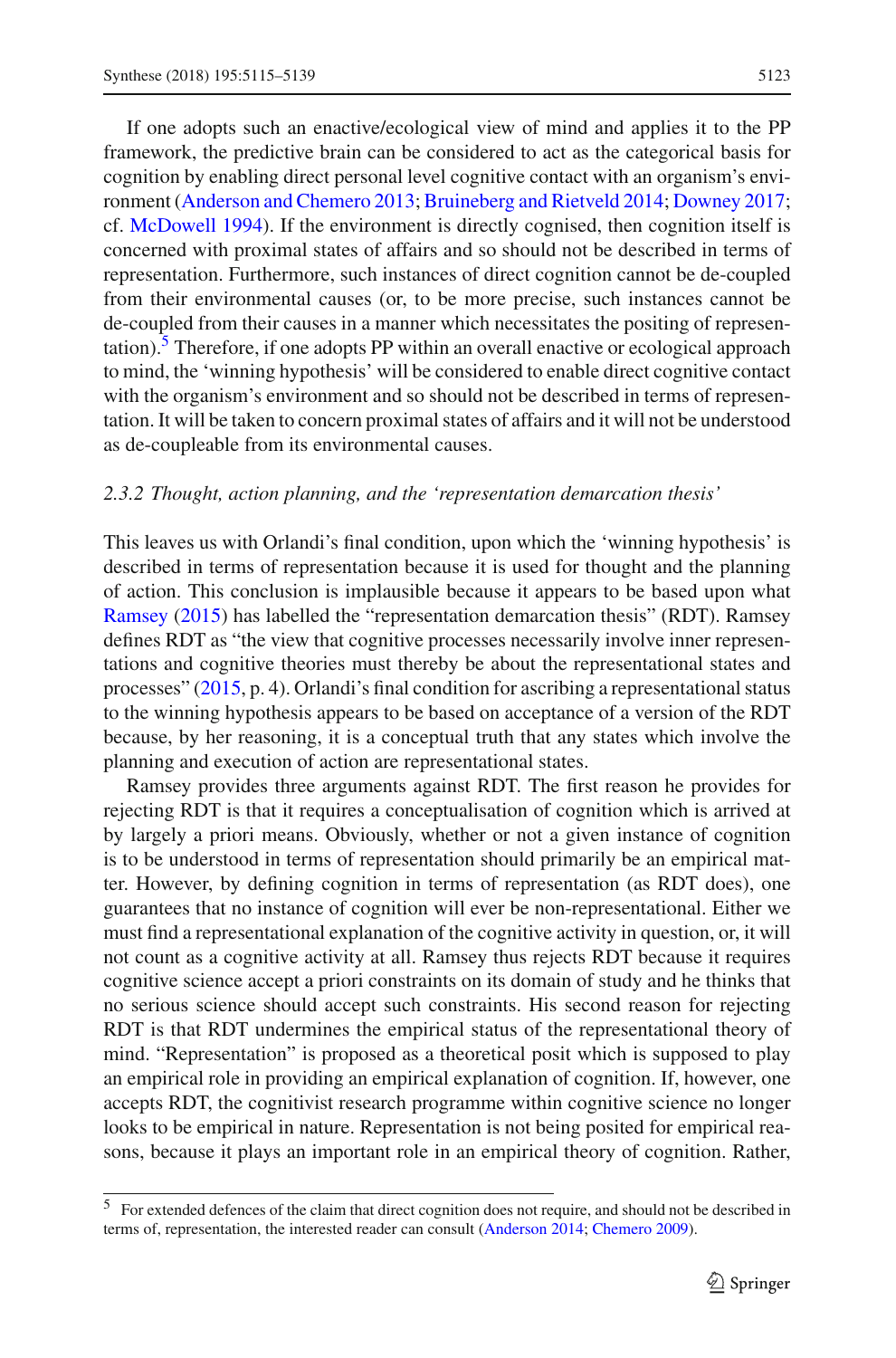If one adopts such an enactive/ecological view of mind and applies it to the PP framework, the predictive brain can be considered to act as the categorical basis for cognition by enabling direct personal level cognitive contact with an organism's environment (Anderson and Chemero 2013; Bruineberg and Rietveld 2014; Downey 2017; cf. McDowell 1994). If the environment is directly cognised, then cognition itself is concerned with proximal states of affairs and so should not be described in terms of representation. Furthermore, such instances of direct cognition cannot be de-coupled from their environmental causes (or, to be more precise, such instances cannot be de-coupled from their causes in a manner which necessitates the positing of representation).[5] Therefore, if one adopts PP within an overall enactive or ecological approach to mind, the 'winning hypothesis' will be considered to enable direct cognitive contact with the organism's environment and so should not be described in terms of representation. It will be taken to concern proximal states of affairs and it will not be understood as de-coupleable from its environmental causes.

### *2.3.2 Thought, action planning, and the 'representation demarcation thesis'*

This leaves us with Orlandi's final condition, upon which the 'winning hypothesis' is described in terms of representation because it is used for thought and the planning of action. This conclusion is implausible because it appears to be based upon what Ramsey (2015) has labelled the "representation demarcation thesis" (RDT). Ramsey defines RDT as "the view that cognitive processes necessarily involve inner representations and cognitive theories must thereby be about the representational states and processes" (2015, p. 4). Orlandi's final condition for ascribing a representational status to the winning hypothesis appears to be based on acceptance of a version of the RDT because, by her reasoning, it is a conceptual truth that any states which involve the planning and execution of action are representational states.

Ramsey provides three arguments against RDT. The first reason he provides for rejecting RDT is that it requires a conceptualisation of cognition which is arrived at by largely a priori means. Obviously, whether or not a given instance of cognition is to be understood in terms of representation should primarily be an empirical matter. However, by defining cognition in terms of representation (as RDT does), one guarantees that no instance of cognition will ever be non-representational. Either we must find a representational explanation of the cognitive activity in question, or, it will not count as a cognitive activity at all. Ramsey thus rejects RDT because it requires cognitive science accept a priori constraints on its domain of study and he thinks that no serious science should accept such constraints. His second reason for rejecting RDT is that RDT undermines the empirical status of the representational theory of mind. "Representation" is proposed as a theoretical posit which is supposed to play an empirical role in providing an empirical explanation of cognition. If, however, one accepts RDT, the cognitivist research programme within cognitive science no longer looks to be empirical in nature. Representation is not being posited for empirical reasons, because it plays an important role in an empirical theory of cognition. Rather,

[5] For extended defences of the claim that direct cognition does not require, and should not be described in terms of, representation, the interested reader can consult (Anderson 2014; Chemero 2009).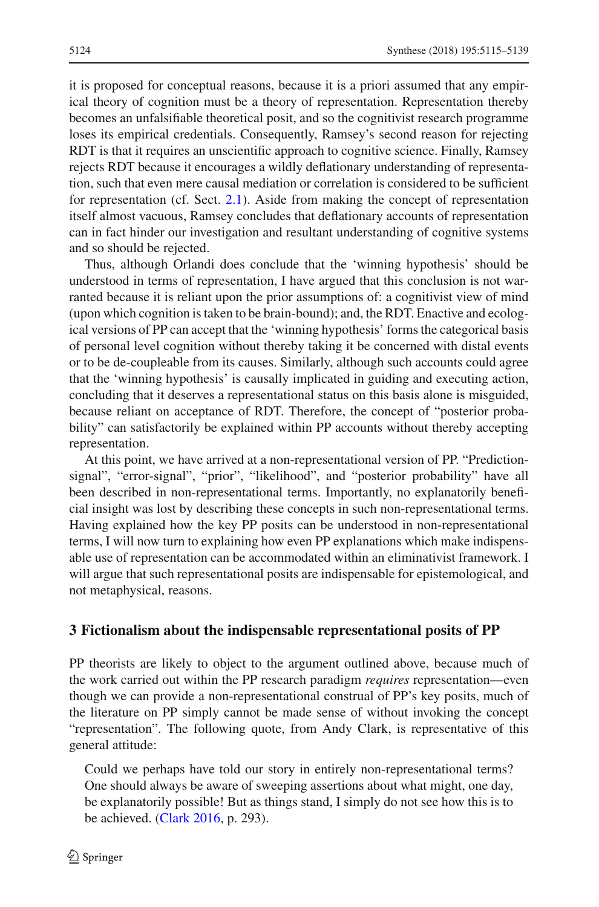it is proposed for conceptual reasons, because it is a priori assumed that any empirical theory of cognition must be a theory of representation. Representation thereby becomes an unfalsifiable theoretical posit, and so the cognitivist research programme loses its empirical credentials. Consequently, Ramsey's second reason for rejecting RDT is that it requires an unscientific approach to cognitive science. Finally, Ramsey rejects RDT because it encourages a wildly deflationary understanding of representation, such that even mere causal mediation or correlation is considered to be sufficient for representation (cf. Sect. 2.1). Aside from making the concept of representation itself almost vacuous, Ramsey concludes that deflationary accounts of representation can in fact hinder our investigation and resultant understanding of cognitive systems and so should be rejected.

Thus, although Orlandi does conclude that the 'winning hypothesis' should be understood in terms of representation, I have argued that this conclusion is not warranted because it is reliant upon the prior assumptions of: a cognitivist view of mind (upon which cognition is taken to be brain-bound); and, the RDT. Enactive and ecological versions of PP can accept that the 'winning hypothesis' forms the categorical basis of personal level cognition without thereby taking it be concerned with distal events or to be de-coupleable from its causes. Similarly, although such accounts could agree that the 'winning hypothesis' is causally implicated in guiding and executing action, concluding that it deserves a representational status on this basis alone is misguided, because reliant on acceptance of RDT. Therefore, the concept of "posterior probability" can satisfactorily be explained within PP accounts without thereby accepting representation.

At this point, we have arrived at a non-representational version of PP. "Prediction-signal", "error-signal", "prior", "likelihood", and "posterior probability" have all been described in non-representational terms. Importantly, no explanatorily beneficial insight was lost by describing these concepts in such non-representational terms. Having explained how the key PP posits can be understood in non-representational terms, I will now turn to explaining how even PP explanations which make indispensable use of representation can be accommodated within an eliminativist framework. I will argue that such representational posits are indispensable for epistemological, and not metaphysical, reasons.

## 3 Fictionalism about the indispensable representational posits of PP

PP theorists are likely to object to the argument outlined above, because much of the work carried out within the PP research paradigm *requires* representation—even though we can provide a non-representational construal of PP's key posits, much of the literature on PP simply cannot be made sense of without invoking the concept "representation". The following quote, from Andy Clark, is representative of this general attitude:

> Could we perhaps have told our story in entirely non-representational terms? One should always be aware of sweeping assertions about what might, one day, be explanatorily possible! But as things stand, I simply do not see how this is to be achieved. (Clark 2016, p. 293).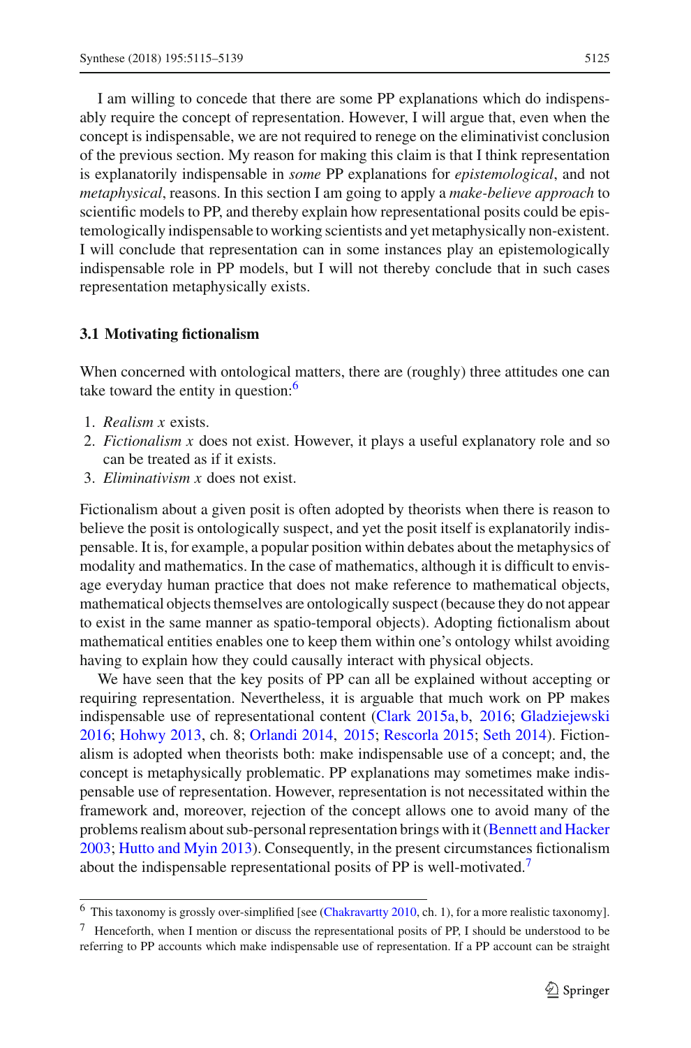I am willing to concede that there are some PP explanations which do indispensably require the concept of representation. However, I will argue that, even when the concept is indispensable, we are not required to renege on the eliminativist conclusion of the previous section. My reason for making this claim is that I think representation is explanatorily indispensable in *some* PP explanations for *epistemological*, and not *metaphysical*, reasons. In this section I am going to apply a *make-believe approach* to scientific models to PP, and thereby explain how representational posits could be epistemologically indispensable to working scientists and yet metaphysically non-existent. I will conclude that representation can in some instances play an epistemologically indispensable role in PP models, but I will not thereby conclude that in such cases representation metaphysically exists.

### 3.1 Motivating fictionalism

When concerned with ontological matters, there are (roughly) three attitudes one can take toward the entity in question:[6]

1. *Realism x* exists.
2. *Fictionalism x* does not exist. However, it plays a useful explanatory role and so can be treated as if it exists.
3. *Eliminativism x* does not exist.

Fictionalism about a given posit is often adopted by theorists when there is reason to believe the posit is ontologically suspect, and yet the posit itself is explanatorily indispensable. It is, for example, a popular position within debates about the metaphysics of modality and mathematics. In the case of mathematics, although it is difficult to envisage everyday human practice that does not make reference to mathematical objects, mathematical objects themselves are ontologically suspect (because they do not appear to exist in the same manner as spatio-temporal objects). Adopting fictionalism about mathematical entities enables one to keep them within one's ontology whilst avoiding having to explain how they could causally interact with physical objects.

We have seen that the key posits of PP can all be explained without accepting or requiring representation. Nevertheless, it is arguable that much work on PP makes indispensable use of representational content (Clark 2015a, b, 2016; Gladziejewski 2016; Hohwy 2013, ch. 8; Orlandi 2014, 2015; Rescorla 2015; Seth 2014). Fictionalism is adopted when theorists both: make indispensable use of a concept; and, the concept is metaphysically problematic. PP explanations may sometimes make indispensable use of representation. However, representation is not necessitated within the framework and, moreover, rejection of the concept allows one to avoid many of the problems realism about sub-personal representation brings with it (Bennett and Hacker 2003; Hutto and Myin 2013). Consequently, in the present circumstances fictionalism about the indispensable representational posits of PP is well-motivated.[7]

---

[6] This taxonomy is grossly over-simplified [see (Chakravartty 2010, ch. 1), for a more realistic taxonomy].

[7] Henceforth, when I mention or discuss the representational posits of PP, I should be understood to be referring to PP accounts which make indispensable use of representation. If a PP account can be straight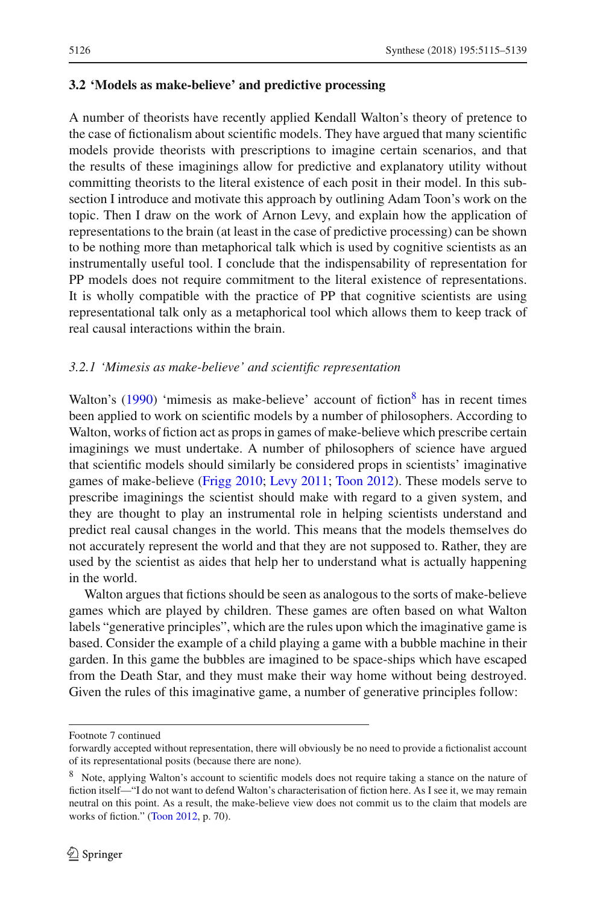### 3.2 'Models as make-believe' and predictive processing

A number of theorists have recently applied Kendall Walton's theory of pretence to the case of fictionalism about scientific models. They have argued that many scientific models provide theorists with prescriptions to imagine certain scenarios, and that the results of these imaginings allow for predictive and explanatory utility without committing theorists to the literal existence of each posit in their model. In this subsection I introduce and motivate this approach by outlining Adam Toon's work on the topic. Then I draw on the work of Arnon Levy, and explain how the application of representations to the brain (at least in the case of predictive processing) can be shown to be nothing more than metaphorical talk which is used by cognitive scientists as an instrumentally useful tool. I conclude that the indispensability of representation for PP models does not require commitment to the literal existence of representations. It is wholly compatible with the practice of PP that cognitive scientists are using representational talk only as a metaphorical tool which allows them to keep track of real causal interactions within the brain.

#### *3.2.1 'Mimesis as make-believe' and scientific representation*

Walton's (1990) 'mimesis as make-believe' account of fiction[8] has in recent times been applied to work on scientific models by a number of philosophers. According to Walton, works of fiction act as props in games of make-believe which prescribe certain imaginings we must undertake. A number of philosophers of science have argued that scientific models should similarly be considered props in scientists' imaginative games of make-believe (Frigg 2010; Levy 2011; Toon 2012). These models serve to prescribe imaginings the scientist should make with regard to a given system, and they are thought to play an instrumental role in helping scientists understand and predict real causal changes in the world. This means that the models themselves do not accurately represent the world and that they are not supposed to. Rather, they are used by the scientist as aides that help her to understand what is actually happening in the world.

Walton argues that fictions should be seen as analogous to the sorts of make-believe games which are played by children. These games are often based on what Walton labels "generative principles", which are the rules upon which the imaginative game is based. Consider the example of a child playing a game with a bubble machine in their garden. In this game the bubbles are imagined to be space-ships which have escaped from the Death Star, and they must make their way home without being destroyed. Given the rules of this imaginative game, a number of generative principles follow:

---

Footnote 7 continued
forwardly accepted without representation, there will obviously be no need to provide a fictionalist account of its representational posits (because there are none).

[8] Note, applying Walton's account to scientific models does not require taking a stance on the nature of fiction itself—"I do not want to defend Walton's characterisation of fiction here. As I see it, we may remain neutral on this point. As a result, the make-believe view does not commit us to the claim that models are works of fiction." (Toon 2012, p. 70).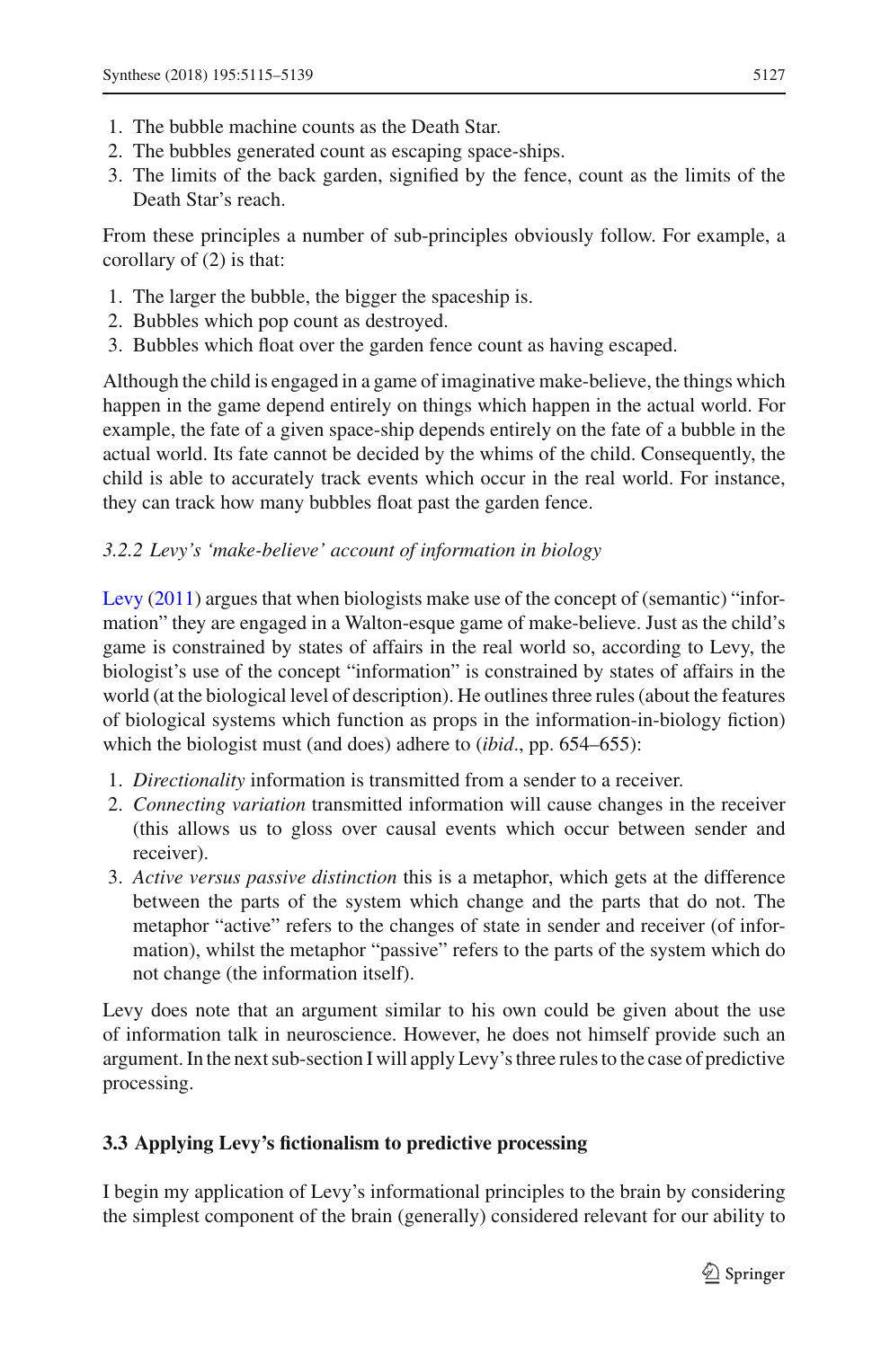1. The bubble machine counts as the Death Star.
2. The bubbles generated count as escaping space-ships.
3. The limits of the back garden, signified by the fence, count as the limits of the Death Star's reach.

From these principles a number of sub-principles obviously follow. For example, a corollary of (2) is that:

1. The larger the bubble, the bigger the spaceship is.
2. Bubbles which pop count as destroyed.
3. Bubbles which float over the garden fence count as having escaped.

Although the child is engaged in a game of imaginative make-believe, the things which happen in the game depend entirely on things which happen in the actual world. For example, the fate of a given space-ship depends entirely on the fate of a bubble in the actual world. Its fate cannot be decided by the whims of the child. Consequently, the child is able to accurately track events which occur in the real world. For instance, they can track how many bubbles float past the garden fence.

*3.2.2 Levy's 'make-believe' account of information in biology*

Levy (2011) argues that when biologists make use of the concept of (semantic) "information" they are engaged in a Walton-esque game of make-believe. Just as the child's game is constrained by states of affairs in the real world so, according to Levy, the biologist's use of the concept "information" is constrained by states of affairs in the world (at the biological level of description). He outlines three rules (about the features of biological systems which function as props in the information-in-biology fiction) which the biologist must (and does) adhere to (*ibid*., pp. 654–655):

1. *Directionality* information is transmitted from a sender to a receiver.
2. *Connecting variation* transmitted information will cause changes in the receiver (this allows us to gloss over causal events which occur between sender and receiver).
3. *Active versus passive distinction* this is a metaphor, which gets at the difference between the parts of the system which change and the parts that do not. The metaphor "active" refers to the changes of state in sender and receiver (of information), whilst the metaphor "passive" refers to the parts of the system which do not change (the information itself).

Levy does note that an argument similar to his own could be given about the use of information talk in neuroscience. However, he does not himself provide such an argument. In the next sub-section I will apply Levy's three rules to the case of predictive processing.

### 3.3 Applying Levy's fictionalism to predictive processing

I begin my application of Levy's informational principles to the brain by considering the simplest component of the brain (generally) considered relevant for our ability to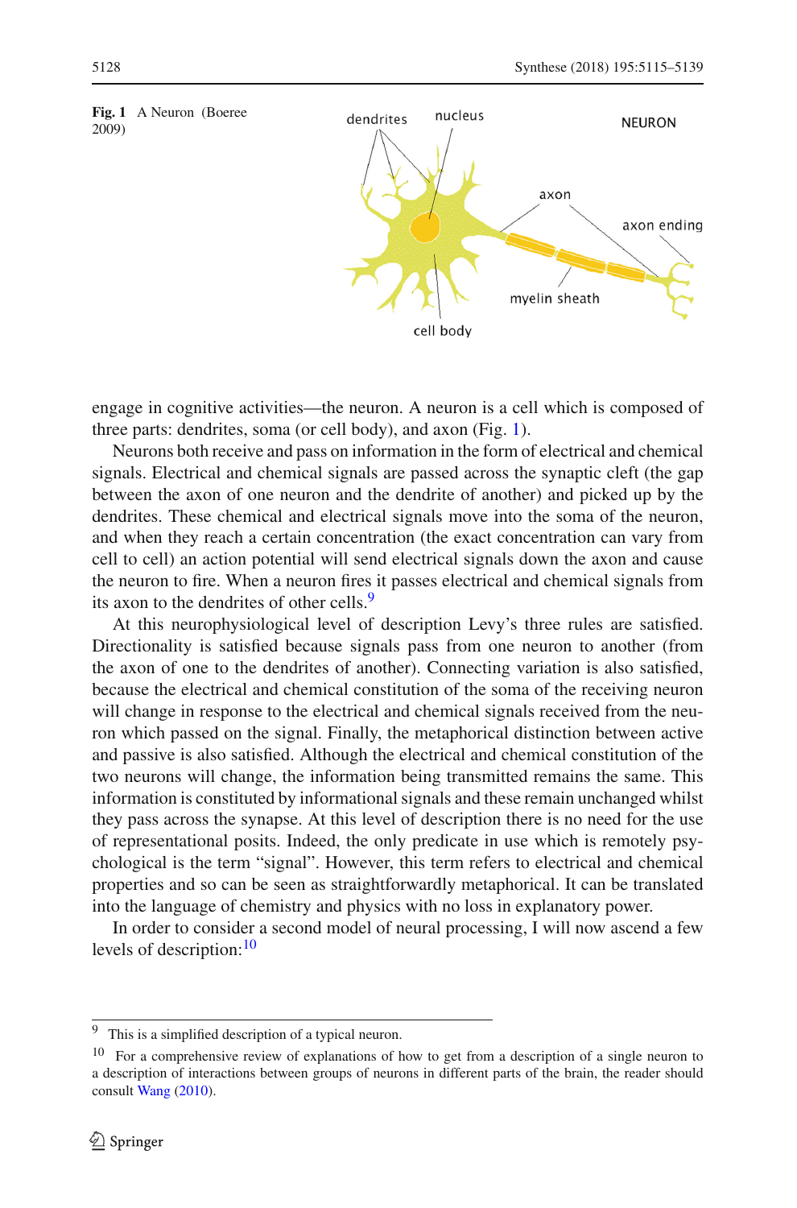**Fig. 1** A Neuron (Boeree 2009)

dendrites
nucleus
NEURON
axon
axon ending
myelin sheath
cell body

engage in cognitive activities—the neuron. A neuron is a cell which is composed of three parts: dendrites, soma (or cell body), and axon (Fig. 1).

Neurons both receive and pass on information in the form of electrical and chemical signals. Electrical and chemical signals are passed across the synaptic cleft (the gap between the axon of one neuron and the dendrite of another) and picked up by the dendrites. These chemical and electrical signals move into the soma of the neuron, and when they reach a certain concentration (the exact concentration can vary from cell to cell) an action potential will send electrical signals down the axon and cause the neuron to fire. When a neuron fires it passes electrical and chemical signals from its axon to the dendrites of other cells.[9]

At this neurophysiological level of description Levy's three rules are satisfied. Directionality is satisfied because signals pass from one neuron to another (from the axon of one to the dendrites of another). Connecting variation is also satisfied, because the electrical and chemical constitution of the soma of the receiving neuron will change in response to the electrical and chemical signals received from the neuron which passed on the signal. Finally, the metaphorical distinction between active and passive is also satisfied. Although the electrical and chemical constitution of the two neurons will change, the information being transmitted remains the same. This information is constituted by informational signals and these remain unchanged whilst they pass across the synapse. At this level of description there is no need for the use of representational posits. Indeed, the only predicate in use which is remotely psychological is the term "signal". However, this term refers to electrical and chemical properties and so can be seen as straightforwardly metaphorical. It can be translated into the language of chemistry and physics with no loss in explanatory power.

In order to consider a second model of neural processing, I will now ascend a few levels of description:[10]

---

[9] This is a simplified description of a typical neuron.

[10] For a comprehensive review of explanations of how to get from a description of a single neuron to a description of interactions between groups of neurons in different parts of the brain, the reader should consult Wang (2010).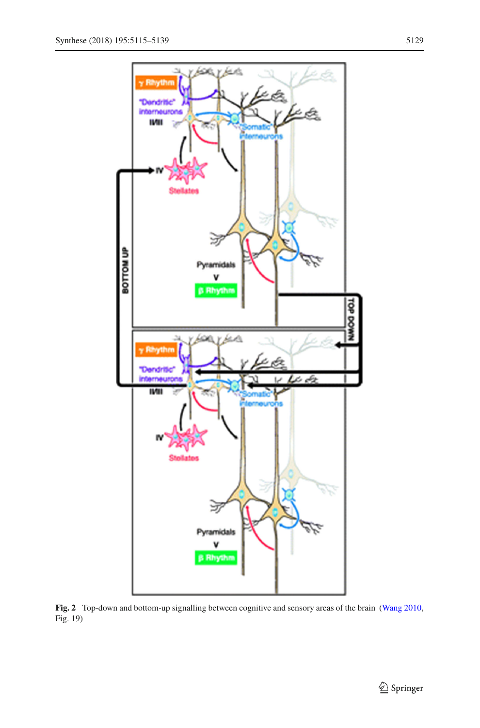**Fig. 2** Top-down and bottom-up signalling between cognitive and sensory areas of the brain (Wang 2010, Fig. 19)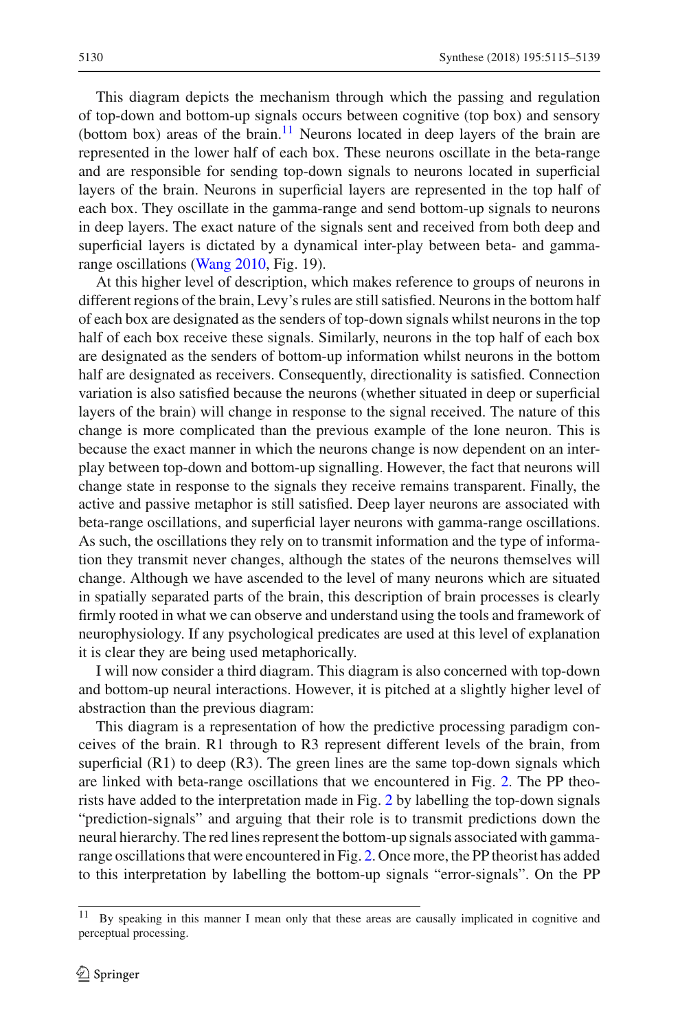This diagram depicts the mechanism through which the passing and regulation of top-down and bottom-up signals occurs between cognitive (top box) and sensory (bottom box) areas of the brain.[11] Neurons located in deep layers of the brain are represented in the lower half of each box. These neurons oscillate in the beta-range and are responsible for sending top-down signals to neurons located in superficial layers of the brain. Neurons in superficial layers are represented in the top half of each box. They oscillate in the gamma-range and send bottom-up signals to neurons in deep layers. The exact nature of the signals sent and received from both deep and superficial layers is dictated by a dynamical inter-play between beta- and gamma-range oscillations (Wang 2010, Fig. 19).

At this higher level of description, which makes reference to groups of neurons in different regions of the brain, Levy's rules are still satisfied. Neurons in the bottom half of each box are designated as the senders of top-down signals whilst neurons in the top half of each box receive these signals. Similarly, neurons in the top half of each box are designated as the senders of bottom-up information whilst neurons in the bottom half are designated as receivers. Consequently, directionality is satisfied. Connection variation is also satisfied because the neurons (whether situated in deep or superficial layers of the brain) will change in response to the signal received. The nature of this change is more complicated than the previous example of the lone neuron. This is because the exact manner in which the neurons change is now dependent on an inter-play between top-down and bottom-up signalling. However, the fact that neurons will change state in response to the signals they receive remains transparent. Finally, the active and passive metaphor is still satisfied. Deep layer neurons are associated with beta-range oscillations, and superficial layer neurons with gamma-range oscillations. As such, the oscillations they rely on to transmit information and the type of information they transmit never changes, although the states of the neurons themselves will change. Although we have ascended to the level of many neurons which are situated in spatially separated parts of the brain, this description of brain processes is clearly firmly rooted in what we can observe and understand using the tools and framework of neurophysiology. If any psychological predicates are used at this level of explanation it is clear they are being used metaphorically.

I will now consider a third diagram. This diagram is also concerned with top-down and bottom-up neural interactions. However, it is pitched at a slightly higher level of abstraction than the previous diagram:

This diagram is a representation of how the predictive processing paradigm conceives of the brain. R1 through to R3 represent different levels of the brain, from superficial (R1) to deep (R3). The green lines are the same top-down signals which are linked with beta-range oscillations that we encountered in Fig. 2. The PP theorists have added to the interpretation made in Fig. 2 by labelling the top-down signals "prediction-signals" and arguing that their role is to transmit predictions down the neural hierarchy. The red lines represent the bottom-up signals associated with gamma-range oscillations that were encountered in Fig. 2. Once more, the PP theorist has added to this interpretation by labelling the bottom-up signals "error-signals". On the PP

[11] By speaking in this manner I mean only that these areas are causally implicated in cognitive and perceptual processing.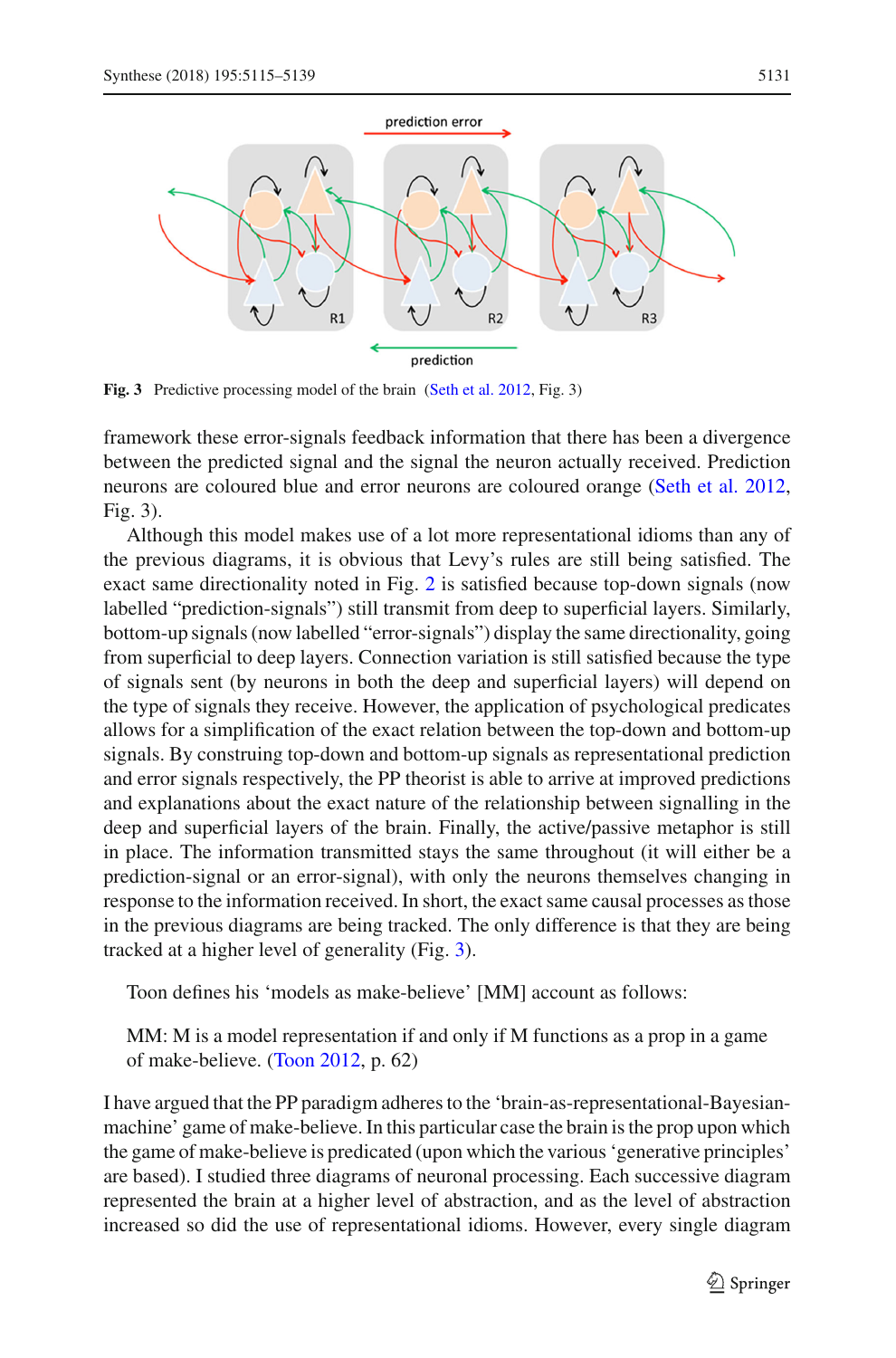prediction error

R1

R2

R3

prediction

**Fig. 3** Predictive processing model of the brain (Seth et al. 2012, Fig. 3)

framework these error-signals feedback information that there has been a divergence between the predicted signal and the signal the neuron actually received. Prediction neurons are coloured blue and error neurons are coloured orange (Seth et al. 2012, Fig. 3).

Although this model makes use of a lot more representational idioms than any of the previous diagrams, it is obvious that Levy's rules are still being satisfied. The exact same directionality noted in Fig. 2 is satisfied because top-down signals (now labelled "prediction-signals") still transmit from deep to superficial layers. Similarly, bottom-up signals (now labelled "error-signals") display the same directionality, going from superficial to deep layers. Connection variation is still satisfied because the type of signals sent (by neurons in both the deep and superficial layers) will depend on the type of signals they receive. However, the application of psychological predicates allows for a simplification of the exact relation between the top-down and bottom-up signals. By construing top-down and bottom-up signals as representational prediction and error signals respectively, the PP theorist is able to arrive at improved predictions and explanations about the exact nature of the relationship between signalling in the deep and superficial layers of the brain. Finally, the active/passive metaphor is still in place. The information transmitted stays the same throughout (it will either be a prediction-signal or an error-signal), with only the neurons themselves changing in response to the information received. In short, the exact same causal processes as those in the previous diagrams are being tracked. The only difference is that they are being tracked at a higher level of generality (Fig. 3).

Toon defines his 'models as make-believe' [MM] account as follows:

> MM: M is a model representation if and only if M functions as a prop in a game of make-believe. (Toon 2012, p. 62)

I have argued that the PP paradigm adheres to the 'brain-as-representational-Bayesian-machine' game of make-believe. In this particular case the brain is the prop upon which the game of make-believe is predicated (upon which the various 'generative principles' are based). I studied three diagrams of neuronal processing. Each successive diagram represented the brain at a higher level of abstraction, and as the level of abstraction increased so did the use of representational idioms. However, every single diagram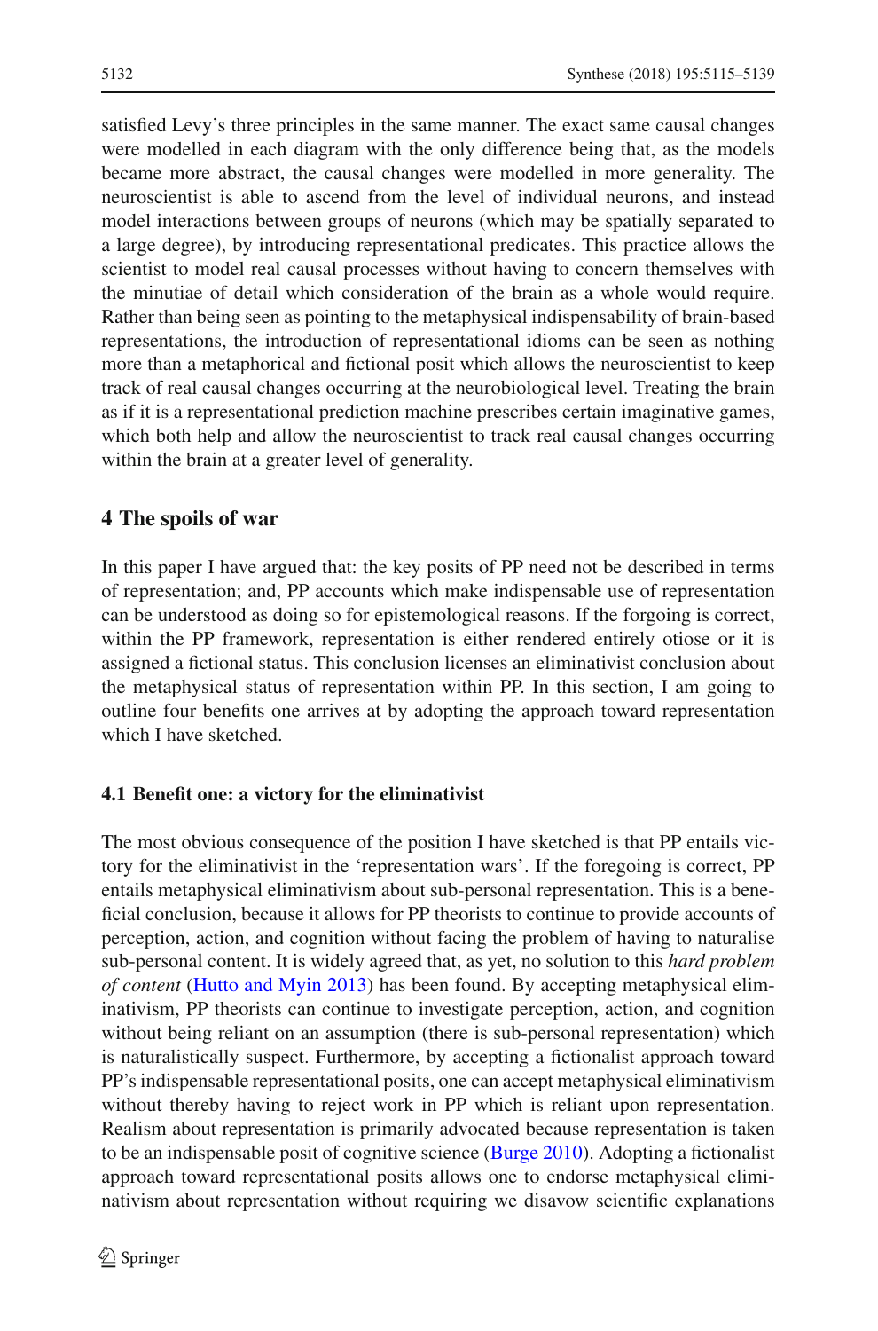satisfied Levy's three principles in the same manner. The exact same causal changes were modelled in each diagram with the only difference being that, as the models became more abstract, the causal changes were modelled in more generality. The neuroscientist is able to ascend from the level of individual neurons, and instead model interactions between groups of neurons (which may be spatially separated to a large degree), by introducing representational predicates. This practice allows the scientist to model real causal processes without having to concern themselves with the minutiae of detail which consideration of the brain as a whole would require. Rather than being seen as pointing to the metaphysical indispensability of brain-based representations, the introduction of representational idioms can be seen as nothing more than a metaphorical and fictional posit which allows the neuroscientist to keep track of real causal changes occurring at the neurobiological level. Treating the brain as if it is a representational prediction machine prescribes certain imaginative games, which both help and allow the neuroscientist to track real causal changes occurring within the brain at a greater level of generality.

## 4 The spoils of war

In this paper I have argued that: the key posits of PP need not be described in terms of representation; and, PP accounts which make indispensable use of representation can be understood as doing so for epistemological reasons. If the forgoing is correct, within the PP framework, representation is either rendered entirely otiose or it is assigned a fictional status. This conclusion licenses an eliminativist conclusion about the metaphysical status of representation within PP. In this section, I am going to outline four benefits one arrives at by adopting the approach toward representation which I have sketched.

### 4.1 Benefit one: a victory for the eliminativist

The most obvious consequence of the position I have sketched is that PP entails victory for the eliminativist in the 'representation wars'. If the foregoing is correct, PP entails metaphysical eliminativism about sub-personal representation. This is a beneficial conclusion, because it allows for PP theorists to continue to provide accounts of perception, action, and cognition without facing the problem of having to naturalise sub-personal content. It is widely agreed that, as yet, no solution to this *hard problem of content* (Hutto and Myin 2013) has been found. By accepting metaphysical eliminativism, PP theorists can continue to investigate perception, action, and cognition without being reliant on an assumption (there is sub-personal representation) which is naturalistically suspect. Furthermore, by accepting a fictionalist approach toward PP's indispensable representational posits, one can accept metaphysical eliminativism without thereby having to reject work in PP which is reliant upon representation. Realism about representation is primarily advocated because representation is taken to be an indispensable posit of cognitive science (Burge 2010). Adopting a fictionalist approach toward representational posits allows one to endorse metaphysical eliminativism about representation without requiring we disavow scientific explanations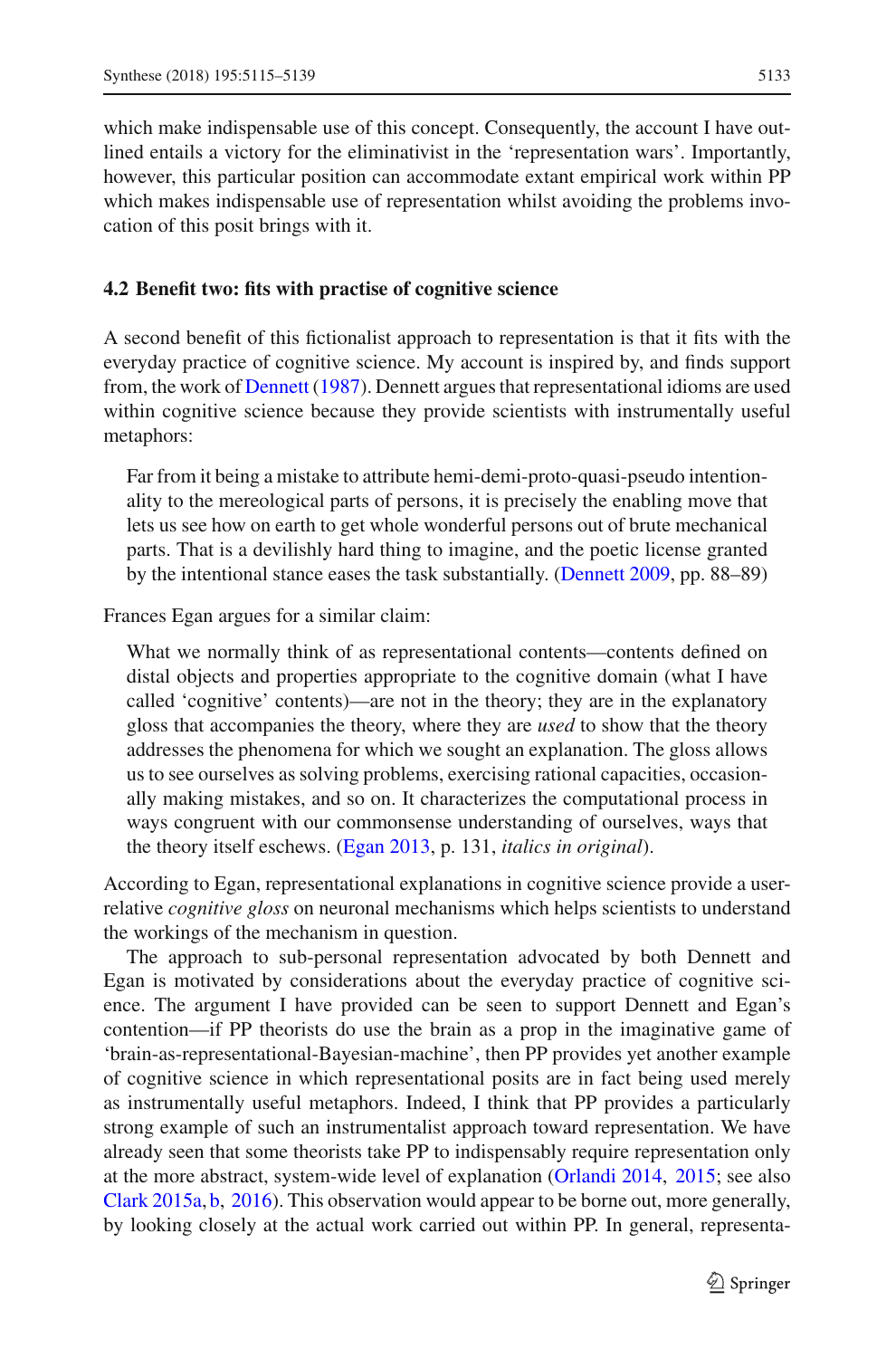which make indispensable use of this concept. Consequently, the account I have outlined entails a victory for the eliminativist in the 'representation wars'. Importantly, however, this particular position can accommodate extant empirical work within PP which makes indispensable use of representation whilst avoiding the problems invocation of this posit brings with it.

### 4.2 Benefit two: fits with practise of cognitive science

A second benefit of this fictionalist approach to representation is that it fits with the everyday practice of cognitive science. My account is inspired by, and finds support from, the work of Dennett (1987). Dennett argues that representational idioms are used within cognitive science because they provide scientists with instrumentally useful metaphors:

> Far from it being a mistake to attribute hemi-demi-proto-quasi-pseudo intentionality to the mereological parts of persons, it is precisely the enabling move that lets us see how on earth to get whole wonderful persons out of brute mechanical parts. That is a devilishly hard thing to imagine, and the poetic license granted by the intentional stance eases the task substantially. (Dennett 2009, pp. 88–89)

Frances Egan argues for a similar claim:

> What we normally think of as representational contents—contents defined on distal objects and properties appropriate to the cognitive domain (what I have called 'cognitive' contents)—are not in the theory; they are in the explanatory gloss that accompanies the theory, where they are *used* to show that the theory addresses the phenomena for which we sought an explanation. The gloss allows us to see ourselves as solving problems, exercising rational capacities, occasionally making mistakes, and so on. It characterizes the computational process in ways congruent with our commonsense understanding of ourselves, ways that the theory itself eschews. (Egan 2013, p. 131, *italics in original*).

According to Egan, representational explanations in cognitive science provide a user-relative *cognitive gloss* on neuronal mechanisms which helps scientists to understand the workings of the mechanism in question.

The approach to sub-personal representation advocated by both Dennett and Egan is motivated by considerations about the everyday practice of cognitive science. The argument I have provided can be seen to support Dennett and Egan's contention—if PP theorists do use the brain as a prop in the imaginative game of 'brain-as-representational-Bayesian-machine', then PP provides yet another example of cognitive science in which representational posits are in fact being used merely as instrumentally useful metaphors. Indeed, I think that PP provides a particularly strong example of such an instrumentalist approach toward representation. We have already seen that some theorists take PP to indispensably require representation only at the more abstract, system-wide level of explanation (Orlandi 2014, 2015; see also Clark 2015a, b, 2016). This observation would appear to be borne out, more generally, by looking closely at the actual work carried out within PP. In general, representa-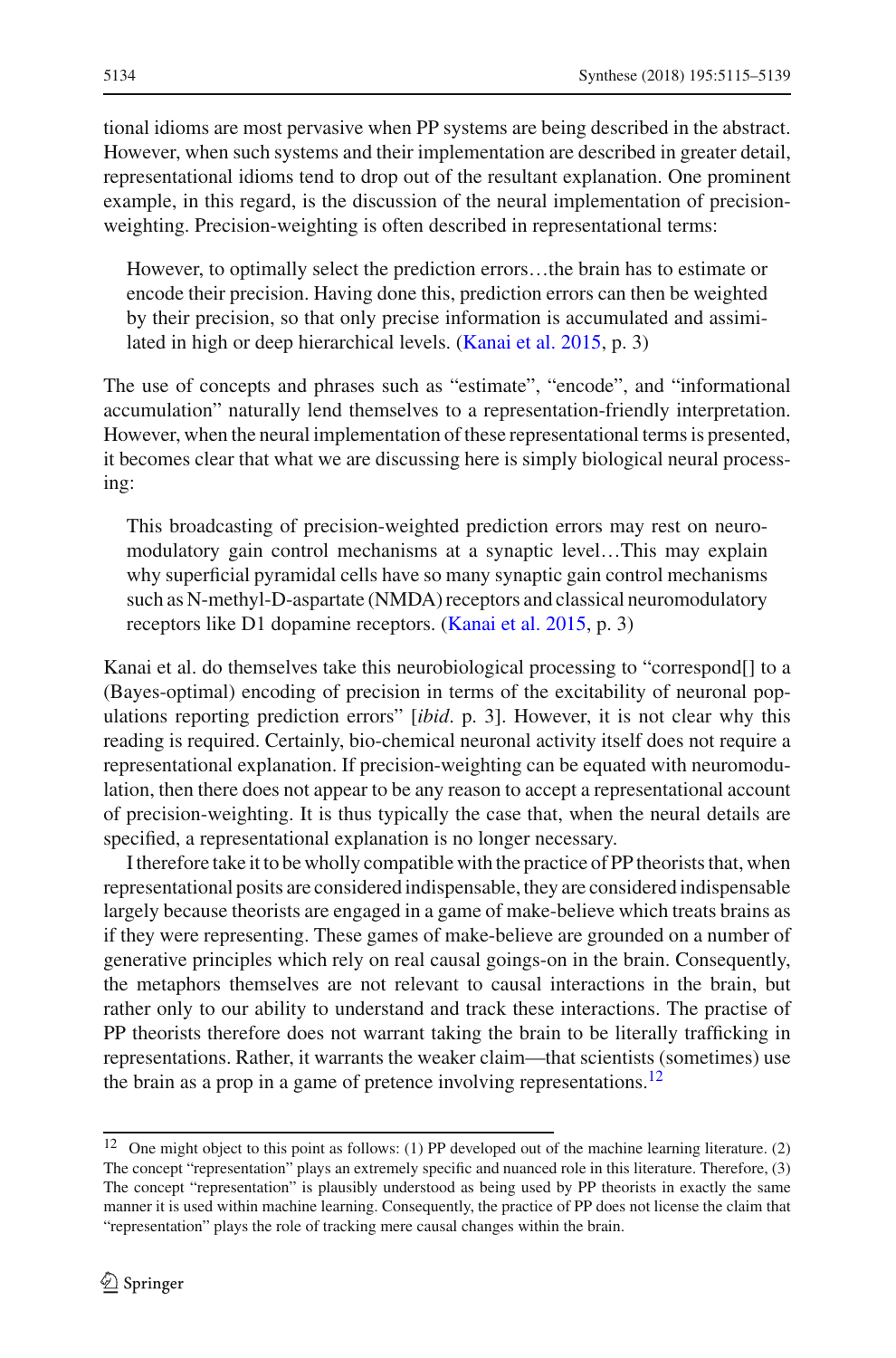tional idioms are most pervasive when PP systems are being described in the abstract. However, when such systems and their implementation are described in greater detail, representational idioms tend to drop out of the resultant explanation. One prominent example, in this regard, is the discussion of the neural implementation of precision-weighting. Precision-weighting is often described in representational terms:

> However, to optimally select the prediction errors…the brain has to estimate or encode their precision. Having done this, prediction errors can then be weighted by their precision, so that only precise information is accumulated and assimilated in high or deep hierarchical levels. (Kanai et al. 2015, p. 3)

The use of concepts and phrases such as "estimate", "encode", and "informational accumulation" naturally lend themselves to a representation-friendly interpretation. However, when the neural implementation of these representational terms is presented, it becomes clear that what we are discussing here is simply biological neural processing:

> This broadcasting of precision-weighted prediction errors may rest on neuromodulatory gain control mechanisms at a synaptic level…This may explain why superficial pyramidal cells have so many synaptic gain control mechanisms such as N-methyl-D-aspartate (NMDA) receptors and classical neuromodulatory receptors like D1 dopamine receptors. (Kanai et al. 2015, p. 3)

Kanai et al. do themselves take this neurobiological processing to "correspond[] to a (Bayes-optimal) encoding of precision in terms of the excitability of neuronal populations reporting prediction errors" [*ibid*. p. 3]. However, it is not clear why this reading is required. Certainly, bio-chemical neuronal activity itself does not require a representational explanation. If precision-weighting can be equated with neuromodulation, then there does not appear to be any reason to accept a representational account of precision-weighting. It is thus typically the case that, when the neural details are specified, a representational explanation is no longer necessary.

I therefore take it to be wholly compatible with the practice of PP theorists that, when representational posits are considered indispensable, they are considered indispensable largely because theorists are engaged in a game of make-believe which treats brains as if they were representing. These games of make-believe are grounded on a number of generative principles which rely on real causal goings-on in the brain. Consequently, the metaphors themselves are not relevant to causal interactions in the brain, but rather only to our ability to understand and track these interactions. The practise of PP theorists therefore does not warrant taking the brain to be literally trafficking in representations. Rather, it warrants the weaker claim—that scientists (sometimes) use the brain as a prop in a game of pretence involving representations.[12]

---

[12] One might object to this point as follows: (1) PP developed out of the machine learning literature. (2) The concept "representation" plays an extremely specific and nuanced role in this literature. Therefore, (3) The concept "representation" is plausibly understood as being used by PP theorists in exactly the same manner it is used within machine learning. Consequently, the practice of PP does not license the claim that "representation" plays the role of tracking mere causal changes within the brain.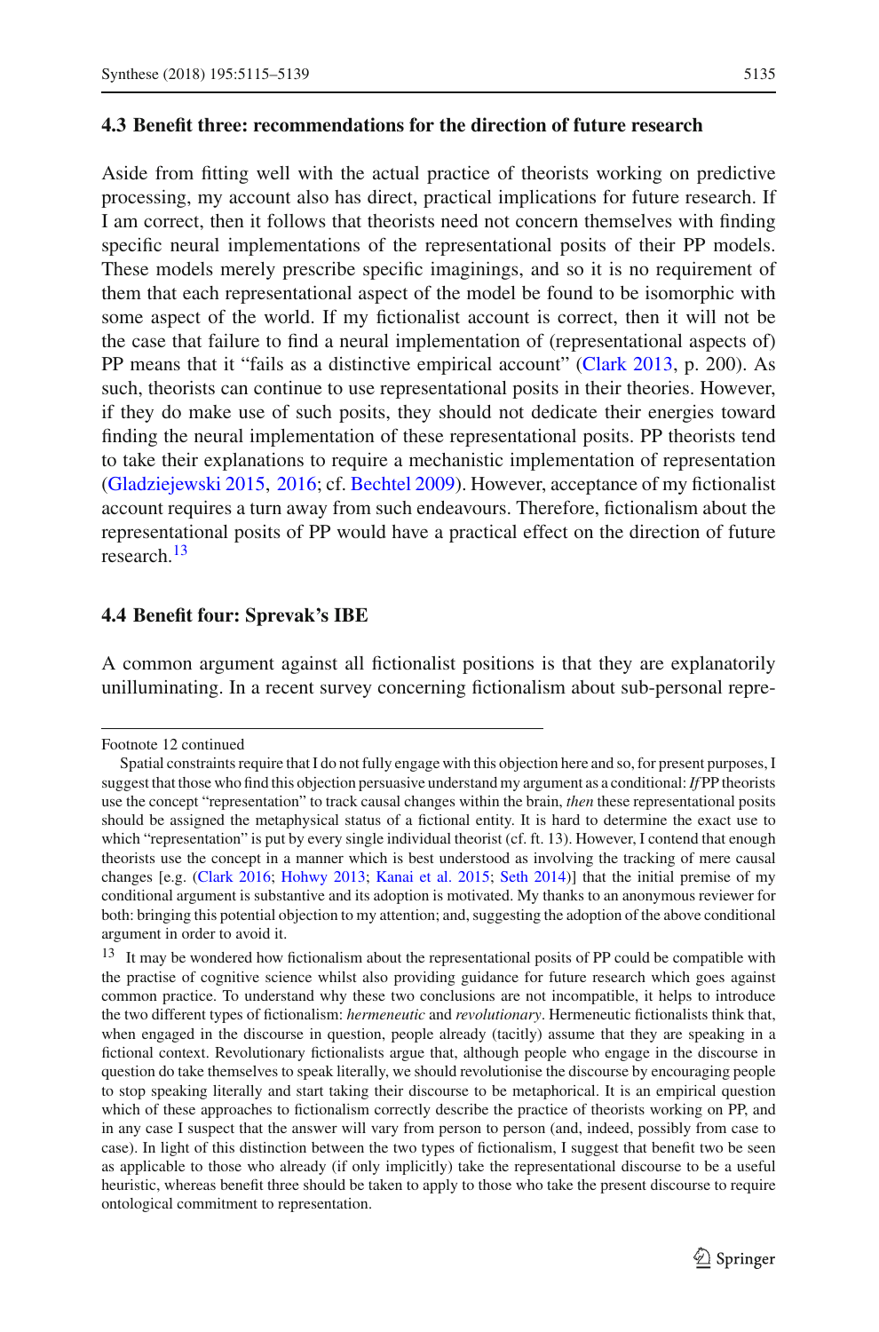### 4.3 Benefit three: recommendations for the direction of future research

Aside from fitting well with the actual practice of theorists working on predictive processing, my account also has direct, practical implications for future research. If I am correct, then it follows that theorists need not concern themselves with finding specific neural implementations of the representational posits of their PP models. These models merely prescribe specific imaginings, and so it is no requirement of them that each representational aspect of the model be found to be isomorphic with some aspect of the world. If my fictionalist account is correct, then it will not be the case that failure to find a neural implementation of (representational aspects of) PP means that it "fails as a distinctive empirical account" (Clark 2013, p. 200). As such, theorists can continue to use representational posits in their theories. However, if they do make use of such posits, they should not dedicate their energies toward finding the neural implementation of these representational posits. PP theorists tend to take their explanations to require a mechanistic implementation of representation (Gladziejewski 2015, 2016; cf. Bechtel 2009). However, acceptance of my fictionalist account requires a turn away from such endeavours. Therefore, fictionalism about the representational posits of PP would have a practical effect on the direction of future research.[13]

### 4.4 Benefit four: Sprevak's IBE

A common argument against all fictionalist positions is that they are explanatorily unilluminating. In a recent survey concerning fictionalism about sub-personal repre-

---

Footnote 12 continued

Spatial constraints require that I do not fully engage with this objection here and so, for present purposes, I suggest that those who find this objection persuasive understand my argument as a conditional: *If* PP theorists use the concept "representation" to track causal changes within the brain, *then* these representational posits should be assigned the metaphysical status of a fictional entity. It is hard to determine the exact use to which "representation" is put by every single individual theorist (cf. ft. 13). However, I contend that enough theorists use the concept in a manner which is best understood as involving the tracking of mere causal changes [e.g. (Clark 2016; Hohwy 2013; Kanai et al. 2015; Seth 2014)] that the initial premise of my conditional argument is substantive and its adoption is motivated. My thanks to an anonymous reviewer for both: bringing this potential objection to my attention; and, suggesting the adoption of the above conditional argument in order to avoid it.

[13] It may be wondered how fictionalism about the representational posits of PP could be compatible with the practise of cognitive science whilst also providing guidance for future research which goes against common practice. To understand why these two conclusions are not incompatible, it helps to introduce the two different types of fictionalism: *hermeneutic* and *revolutionary*. Hermeneutic fictionalists think that, when engaged in the discourse in question, people already (tacitly) assume that they are speaking in a fictional context. Revolutionary fictionalists argue that, although people who engage in the discourse in question do take themselves to speak literally, we should revolutionise the discourse by encouraging people to stop speaking literally and start taking their discourse to be metaphorical. It is an empirical question which of these approaches to fictionalism correctly describe the practice of theorists working on PP, and in any case I suspect that the answer will vary from person to person (and, indeed, possibly from case to case). In light of this distinction between the two types of fictionalism, I suggest that benefit two be seen as applicable to those who already (if only implicitly) take the representational discourse to be a useful heuristic, whereas benefit three should be taken to apply to those who take the present discourse to require ontological commitment to representation.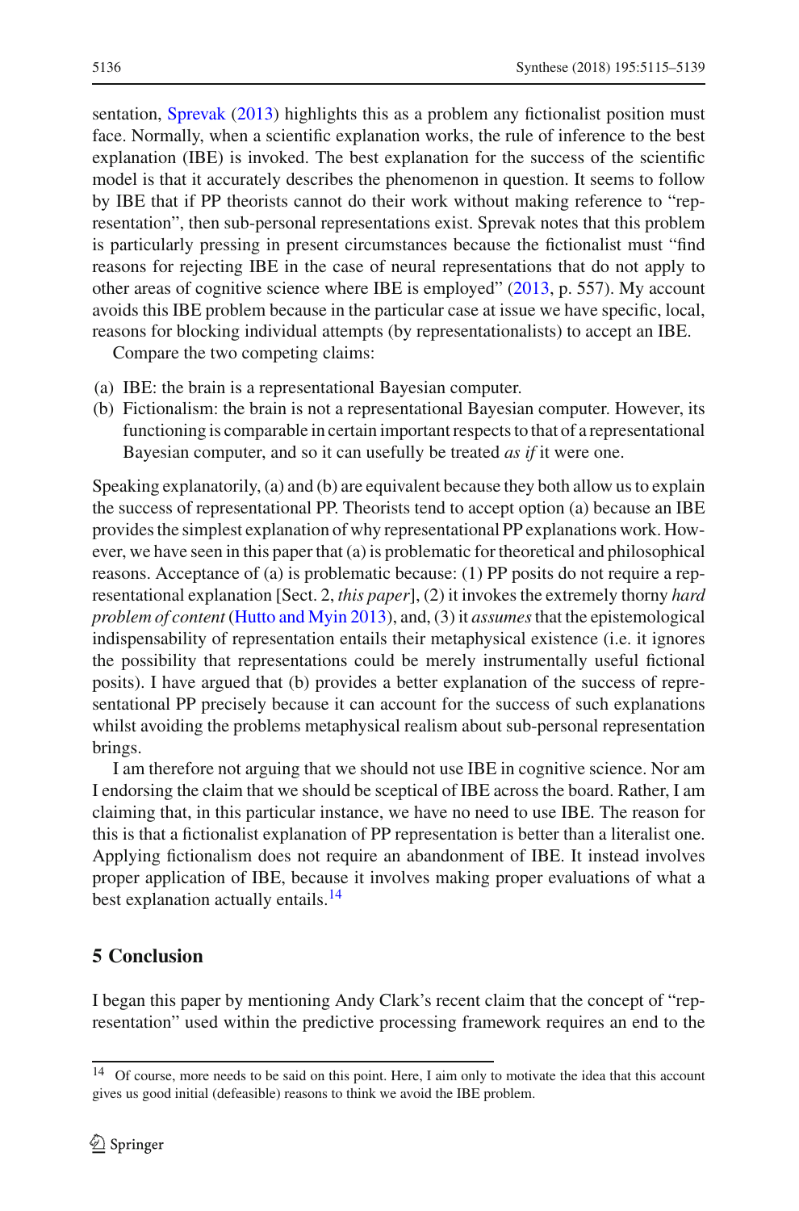sentation, Sprevak (2013) highlights this as a problem any fictionalist position must face. Normally, when a scientific explanation works, the rule of inference to the best explanation (IBE) is invoked. The best explanation for the success of the scientific model is that it accurately describes the phenomenon in question. It seems to follow by IBE that if PP theorists cannot do their work without making reference to "representation", then sub-personal representations exist. Sprevak notes that this problem is particularly pressing in present circumstances because the fictionalist must "find reasons for rejecting IBE in the case of neural representations that do not apply to other areas of cognitive science where IBE is employed" (2013, p. 557). My account avoids this IBE problem because in the particular case at issue we have specific, local, reasons for blocking individual attempts (by representationalists) to accept an IBE.

Compare the two competing claims:

(a) IBE: the brain is a representational Bayesian computer.
(b) Fictionalism: the brain is not a representational Bayesian computer. However, its functioning is comparable in certain important respects to that of a representational Bayesian computer, and so it can usefully be treated *as if* it were one.

Speaking explanatorily, (a) and (b) are equivalent because they both allow us to explain the success of representational PP. Theorists tend to accept option (a) because an IBE provides the simplest explanation of why representational PP explanations work. However, we have seen in this paper that (a) is problematic for theoretical and philosophical reasons. Acceptance of (a) is problematic because: (1) PP posits do not require a representational explanation [Sect. 2, *this paper*], (2) it invokes the extremely thorny *hard problem of content* (Hutto and Myin 2013), and, (3) it *assumes* that the epistemological indispensability of representation entails their metaphysical existence (i.e. it ignores the possibility that representations could be merely instrumentally useful fictional posits). I have argued that (b) provides a better explanation of the success of representational PP precisely because it can account for the success of such explanations whilst avoiding the problems metaphysical realism about sub-personal representation brings.

I am therefore not arguing that we should not use IBE in cognitive science. Nor am I endorsing the claim that we should be sceptical of IBE across the board. Rather, I am claiming that, in this particular instance, we have no need to use IBE. The reason for this is that a fictionalist explanation of PP representation is better than a literalist one. Applying fictionalism does not require an abandonment of IBE. It instead involves proper application of IBE, because it involves making proper evaluations of what a best explanation actually entails.[14]

## 5 Conclusion

I began this paper by mentioning Andy Clark's recent claim that the concept of "representation" used within the predictive processing framework requires an end to the

[14] Of course, more needs to be said on this point. Here, I aim only to motivate the idea that this account gives us good initial (defeasible) reasons to think we avoid the IBE problem.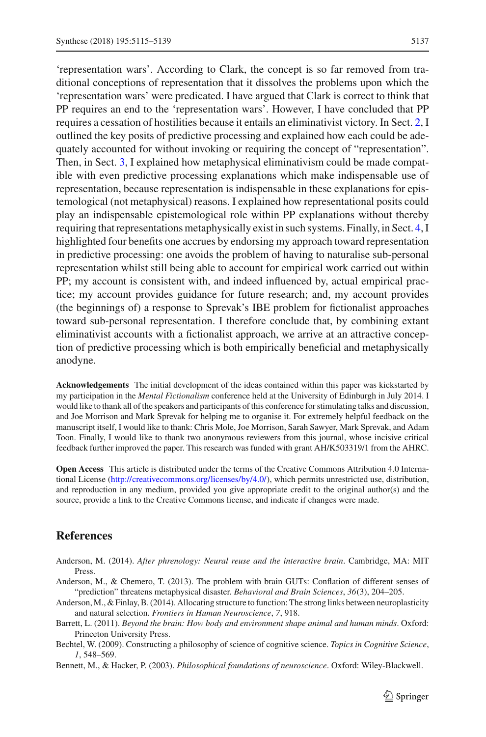'representation wars'. According to Clark, the concept is so far removed from traditional conceptions of representation that it dissolves the problems upon which the 'representation wars' were predicated. I have argued that Clark is correct to think that PP requires an end to the 'representation wars'. However, I have concluded that PP requires a cessation of hostilities because it entails an eliminativist victory. In Sect. 2, I outlined the key posits of predictive processing and explained how each could be adequately accounted for without invoking or requiring the concept of "representation". Then, in Sect. 3, I explained how metaphysical eliminativism could be made compatible with even predictive processing explanations which make indispensable use of representation, because representation is indispensable in these explanations for epistemological (not metaphysical) reasons. I explained how representational posits could play an indispensable epistemological role within PP explanations without thereby requiring that representations metaphysically exist in such systems. Finally, in Sect. 4, I highlighted four benefits one accrues by endorsing my approach toward representation in predictive processing: one avoids the problem of having to naturalise sub-personal representation whilst still being able to account for empirical work carried out within PP; my account is consistent with, and indeed influenced by, actual empirical practice; my account provides guidance for future research; and, my account provides (the beginnings of) a response to Sprevak's IBE problem for fictionalist approaches toward sub-personal representation. I therefore conclude that, by combining extant eliminativist accounts with a fictionalist approach, we arrive at an attractive conception of predictive processing which is both empirically beneficial and metaphysically anodyne.

**Acknowledgements** The initial development of the ideas contained within this paper was kickstarted by my participation in the *Mental Fictionalism* conference held at the University of Edinburgh in July 2014. I would like to thank all of the speakers and participants of this conference for stimulating talks and discussion, and Joe Morrison and Mark Sprevak for helping me to organise it. For extremely helpful feedback on the manuscript itself, I would like to thank: Chris Mole, Joe Morrison, Sarah Sawyer, Mark Sprevak, and Adam Toon. Finally, I would like to thank two anonymous reviewers from this journal, whose incisive critical feedback further improved the paper. This research was funded with grant AH/K503319/1 from the AHRC.

**Open Access** This article is distributed under the terms of the Creative Commons Attribution 4.0 International License (http://creativecommons.org/licenses/by/4.0/), which permits unrestricted use, distribution, and reproduction in any medium, provided you give appropriate credit to the original author(s) and the source, provide a link to the Creative Commons license, and indicate if changes were made.

## References

Anderson, M. (2014). *After phrenology: Neural reuse and the interactive brain*. Cambridge, MA: MIT Press.

Anderson, M., & Chemero, T. (2013). The problem with brain GUTs: Conflation of different senses of "prediction" threatens metaphysical disaster. *Behavioral and Brain Sciences*, *36*(3), 204–205.

Anderson, M., & Finlay, B. (2014). Allocating structure to function: The strong links between neuroplasticity and natural selection. *Frontiers in Human Neuroscience*, *7*, 918.

Barrett, L. (2011). *Beyond the brain: How body and environment shape animal and human minds*. Oxford: Princeton University Press.

Bechtel, W. (2009). Constructing a philosophy of science of cognitive science. *Topics in Cognitive Science*, *1*, 548–569.

Bennett, M., & Hacker, P. (2003). *Philosophical foundations of neuroscience*. Oxford: Wiley-Blackwell.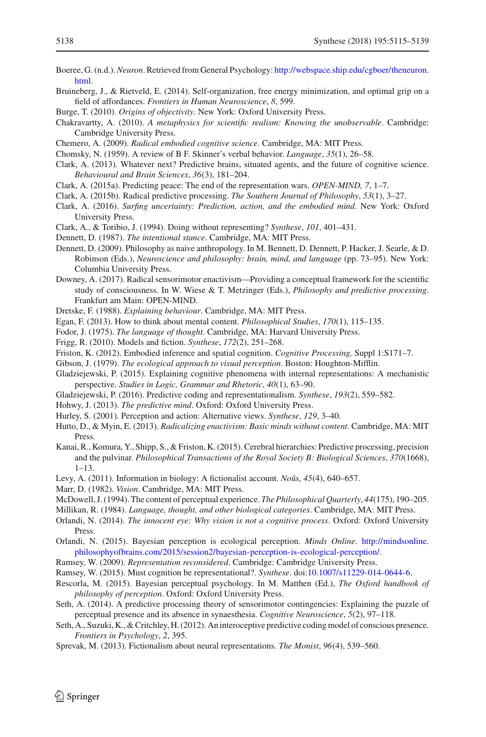Boeree, G. (n.d.). *Neuron*. Retrieved from General Psychology: http://webspace.ship.edu/cgboer/theneuron.html.

Bruineberg, J., & Rietveld, E. (2014). Self-organization, free energy minimization, and optimal grip on a field of affordances. *Frontiers in Human Neuroscience*, *8*, 599.

Burge, T. (2010). *Origins of objectivity*. New York: Oxford University Press.

Chakravartty, A. (2010). *A metaphysics for scientific realism: Knowing the unobservable*. Cambridge: Cambridge University Press.

Chemero, A. (2009). *Radical embodied cognitive science*. Cambridge, MA: MIT Press.

Chomsky, N. (1959). A review of B F. Skinner's verbal behavior. *Language*, *35*(1), 26–58.

Clark, A. (2013). Whatever next? Predictive brains, situated agents, and the future of cognitive science. *Behavioural and Brain Sciences*, *36*(3), 181–204.

Clark, A. (2015a). Predicting peace: The end of the representation wars. *OPEN-MIND, 7*, 1–7.

Clark, A. (2015b). Radical predictive processing. *The Southern Journal of Philosophy*, *53*(1), 3–27.

Clark, A. (2016). *Surfing uncertainty: Prediction, action, and the embodied mind*. New York: Oxford University Press.

Clark, A., & Toribio, J. (1994). Doing without representing? *Synthese*, *101*, 401–431.

Dennett, D. (1987). *The intentional stance*. Cambridge, MA: MIT Press.

Dennett, D. (2009). Philosophy as naive anthropology. In M. Bennett, D. Dennett, P. Hacker, J. Searle, & D. Robinson (Eds.), *Neuroscience and philosophy: brain, mind, and language* (pp. 73–95). New York: Columbia University Press.

Downey, A. (2017). Radical sensorimotor enactivism—Providing a conceptual framework for the scientific study of consciousness. In W. Wiese & T. Metzinger (Eds.), *Philosophy and predictive processing*. Frankfurt am Main: OPEN-MIND.

Dretske, F. (1988). *Explaining behaviour*. Cambridge, MA: MIT Press.

Egan, F. (2013). How to think about mental content. *Philosophical Studies*, *170*(1), 115–135.

Fodor, J. (1975). *The language of thought*. Cambridge, MA: Harvard University Press.

Frigg, R. (2010). Models and fiction. *Synthese*, *172*(2), 251–268.

Friston, K. (2012). Embodied inference and spatial cognition. *Cognitive Processing,* Suppl 1:S171–7.

Gibson, J. (1979). *The ecological approach to visual perception*. Boston: Houghton-Mifflin.

Gladziejewski, P. (2015). Explaining cognitive phenomena with internal representations: A mechanistic perspective. *Studies in Logic, Grammar and Rhetoric*, *40*(1), 63–90.

Gladziejewski, P. (2016). Predictive coding and representationalism. *Synthese*, *193*(2), 559–582.

Hohwy, J. (2013). *The predictive mind*. Oxford: Oxford University Press.

Hurley, S. (2001). Perception and action: Alternative views. *Synthese*, *129*, 3–40.

Hutto, D., & Myin, E. (2013). *Radicalizing enactivism: Basic minds without content*. Cambridge, MA: MIT Press.

Kanai, R., Komura, Y., Shipp, S., & Friston, K. (2015). Cerebral hierarchies: Predictive processing, precision and the pulvinar. *Philosophical Transactions of the Royal Society B: Biological Sciences*, *370*(1668), 1–13.

Levy, A. (2011). Information in biology: A fictionalist account. *Noûs*, *45*(4), 640–657.

Marr, D. (1982). *Vision*. Cambridge, MA: MIT Press.

McDowell, J. (1994). The content of perceptual experience. *The Philosophical Quarterly*, *44*(175), 190–205.

Millikan, R. (1984). *Language, thought, and other biological categories*. Cambridge, MA: MIT Press.

Orlandi, N. (2014). *The innocent eye: Why vision is not a cognitive process*. Oxford: Oxford University Press.

Orlandi, N. (2015). Bayesian perception is ecological perception. *Minds Online*. http://mindsonline.philosophyofbrains.com/2015/session2/bayesian-perception-is-ecological-perception/.

Ramsey, W. (2009). *Representation reconsidered*. Cambridge: Cambridge University Press.

Ramsey, W. (2015). Must cognition be representational?. *Synthese*. doi:10.1007/s11229-014-0644-6.

Rescorla, M. (2015). Bayesian perceptual psychology. In M. Matthen (Ed.), *The Oxford handbook of philosophy of perception*. Oxford: Oxford University Press.

Seth, A. (2014). A predictive processing theory of sensorimotor contingencies: Explaining the puzzle of perceptual presence and its absence in synaesthesia. *Cognitive Neuroscience*, *5*(2), 97–118.

Seth, A., Suzuki, K., & Critchley, H. (2012). An interoceptive predictive coding model of conscious presence. *Frontiers in Psychology*, *2*, 395.

Sprevak, M. (2013). Fictionalism about neural representations. *The Monist*, *96*(4), 539–560.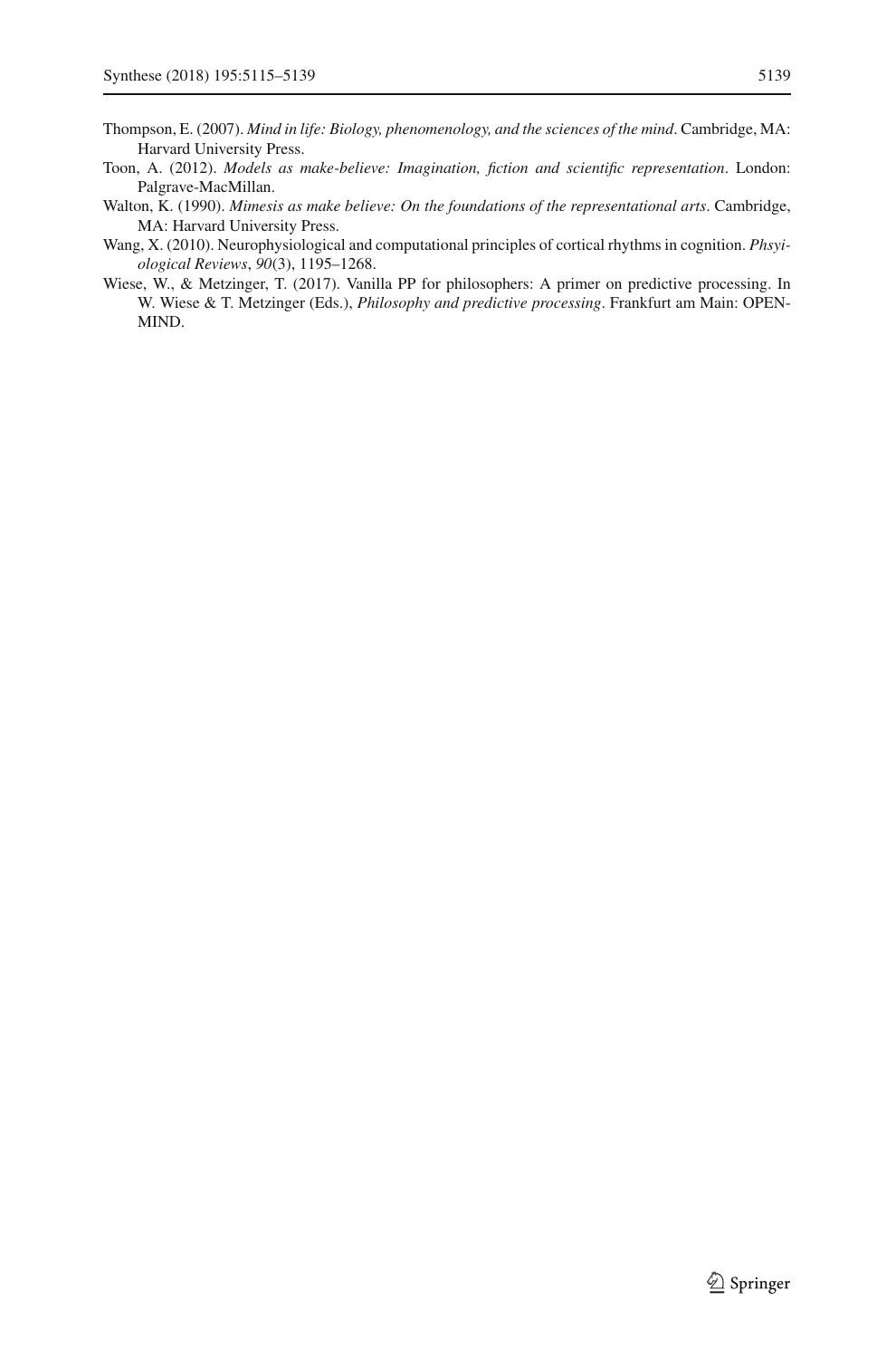Thompson, E. (2007). *Mind in life: Biology, phenomenology, and the sciences of the mind*. Cambridge, MA: Harvard University Press.

Toon, A. (2012). *Models as make-believe: Imagination, fiction and scientific representation*. London: Palgrave-MacMillan.

Walton, K. (1990). *Mimesis as make believe: On the foundations of the representational arts*. Cambridge, MA: Harvard University Press.

Wang, X. (2010). Neurophysiological and computational principles of cortical rhythms in cognition. *Phsyiological Reviews*, *90*(3), 1195–1268.

Wiese, W., & Metzinger, T. (2017). Vanilla PP for philosophers: A primer on predictive processing. In W. Wiese & T. Metzinger (Eds.), *Philosophy and predictive processing*. Frankfurt am Main: OPEN-MIND.